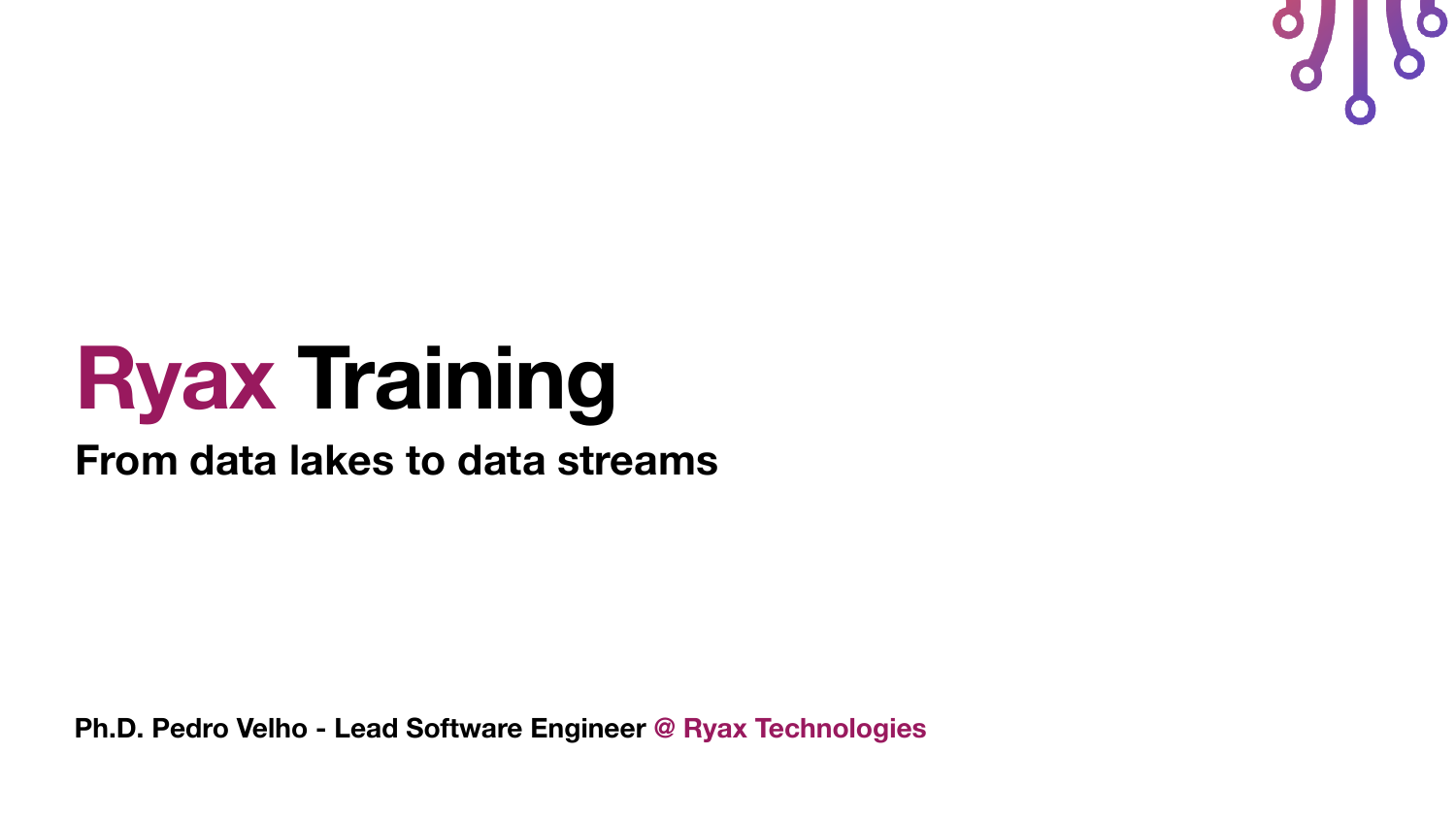# Ryax Training

## From data lakes to data streams

**Ph.D. Pedro Velho - Lead Software Engineer @ Ryax Technologies**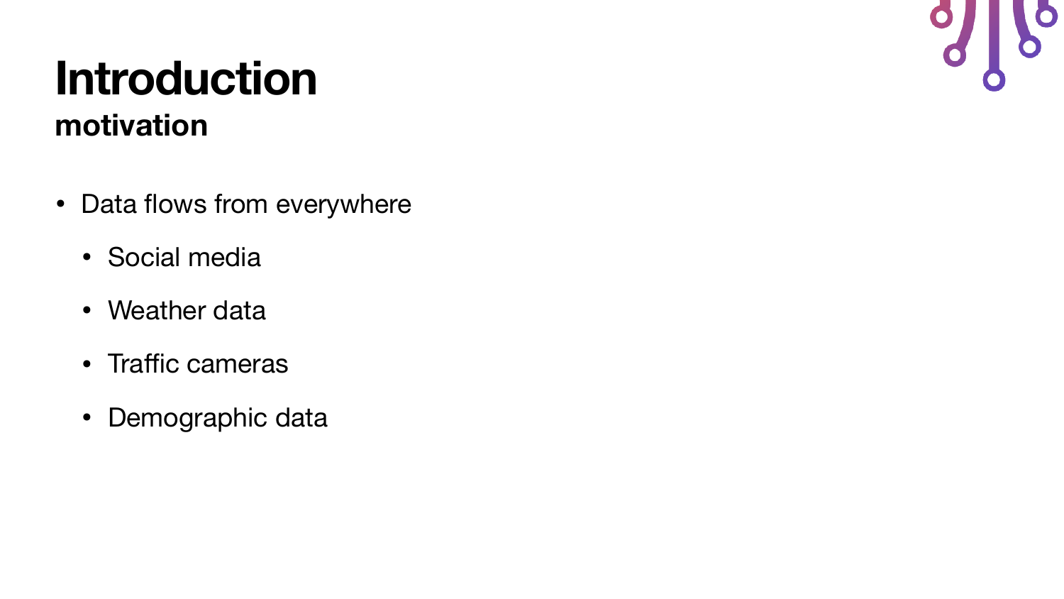# Introduction

## motivation

- Data flows from everywhere
  - Social media
  - Weather data
  - Traffic cameras
  - Demographic data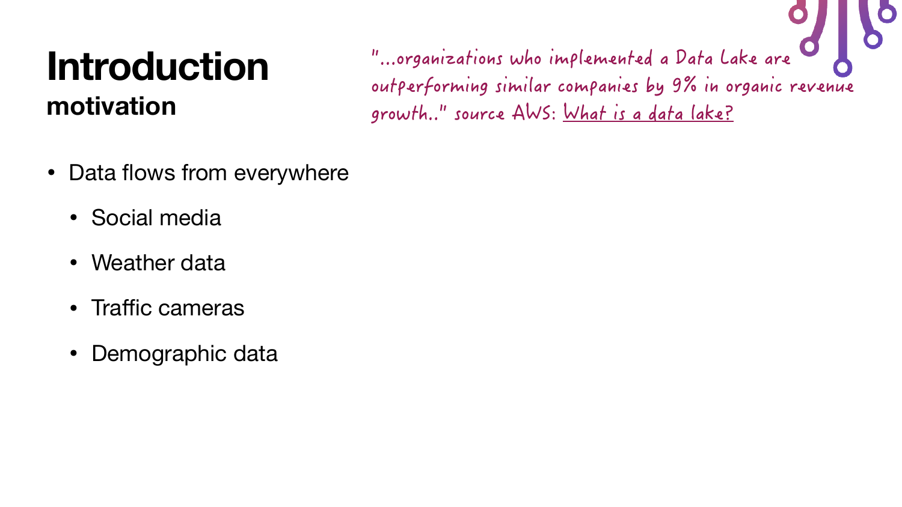# Introduction

## motivation

"...organizations who implemented a Data Lake are outperforming similar companies by 9% in organic revenue growth.." source AWS: What is a data lake?

- Data flows from everywhere
  - Social media
  - Weather data
  - Traffic cameras
  - Demographic data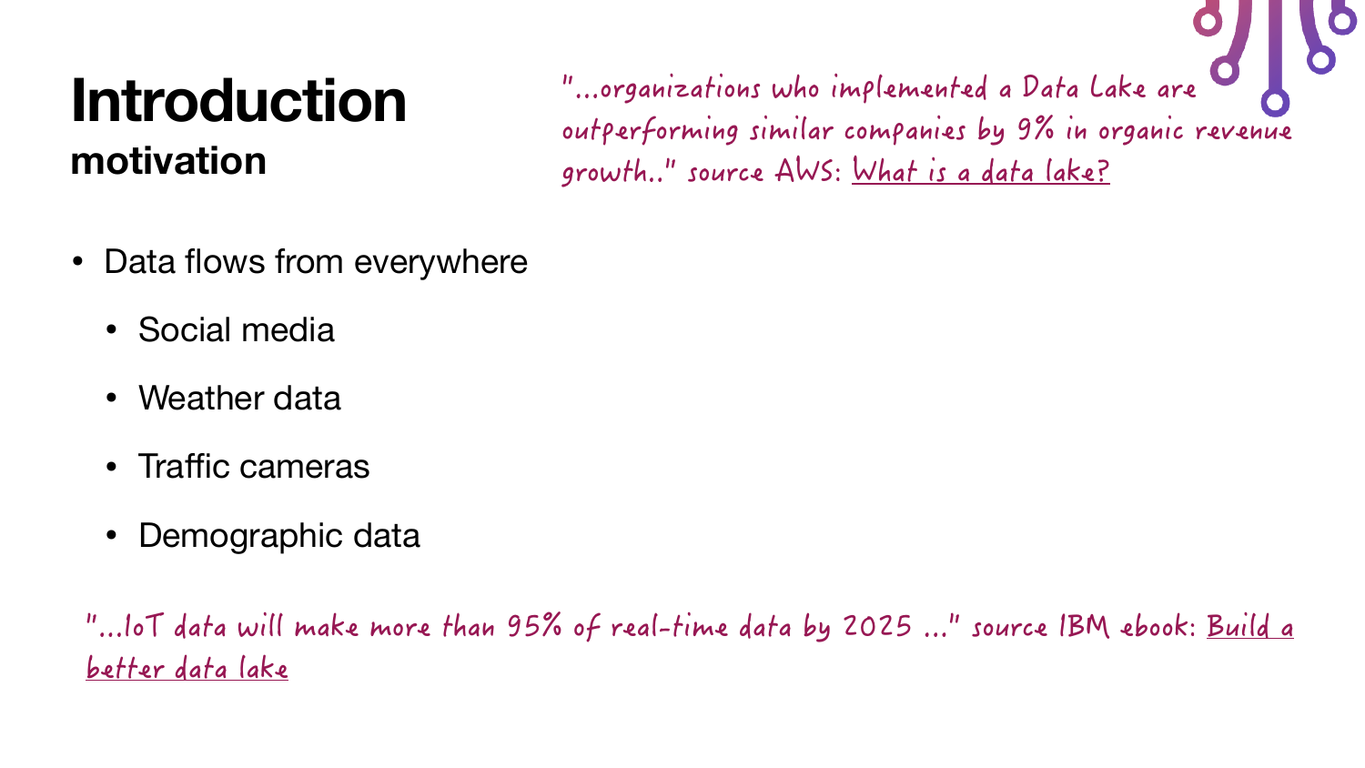# Introduction

## motivation

"...organizations who implemented a Data Lake are outperforming similar companies by 9% in organic revenue growth.." source AWS: What is a data lake?

- Data flows from everywhere
  - Social media
  - Weather data
  - Traffic cameras
  - Demographic data

"...IoT data will make more than 95% of real-time data by 2025 ..." source IBM ebook: Build a better data lake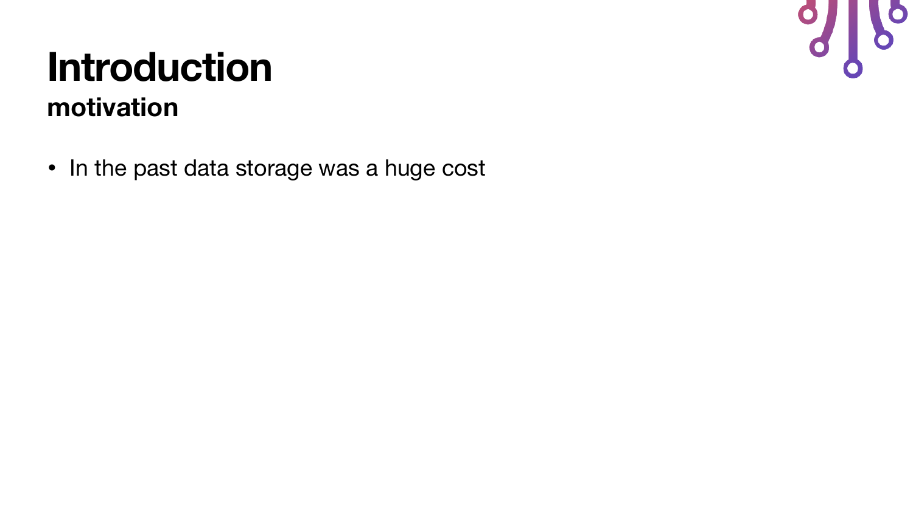# Introduction
## motivation

- In the past data storage was a huge cost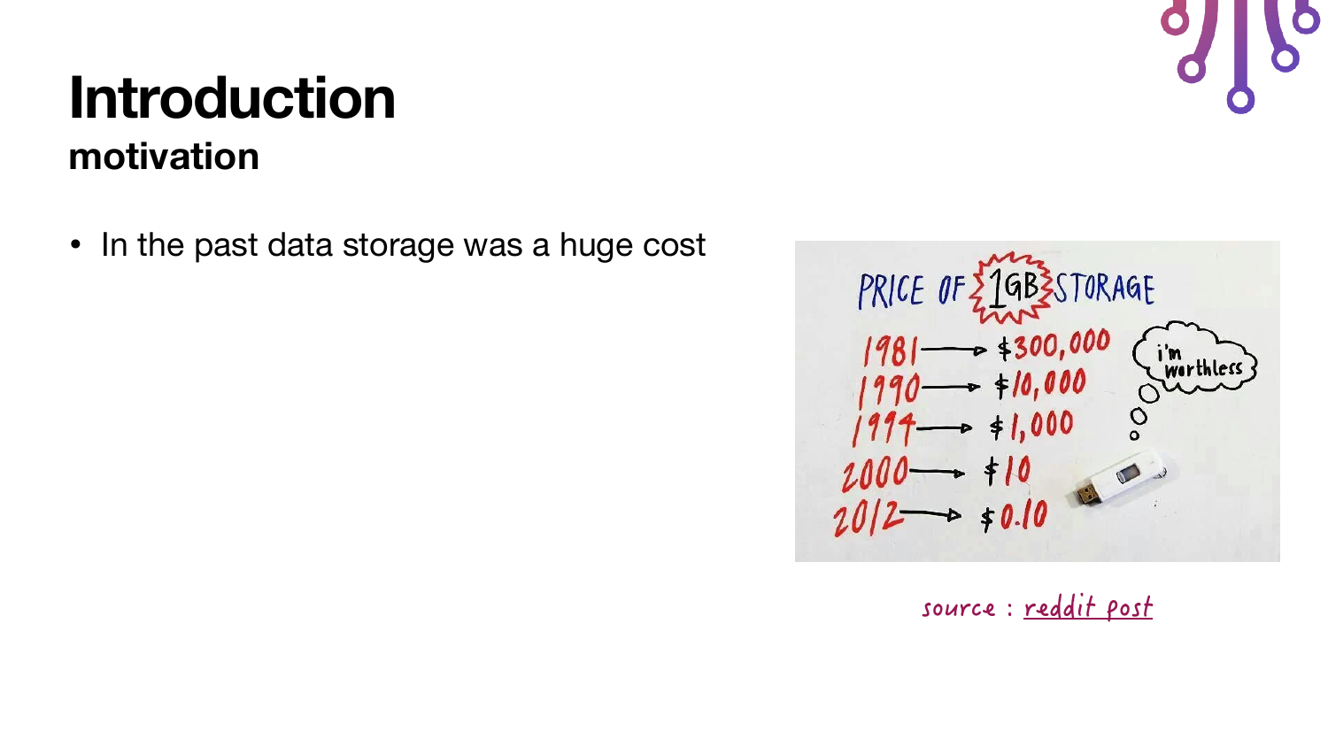# Introduction

## motivation

- In the past data storage was a huge cost

source : reddit post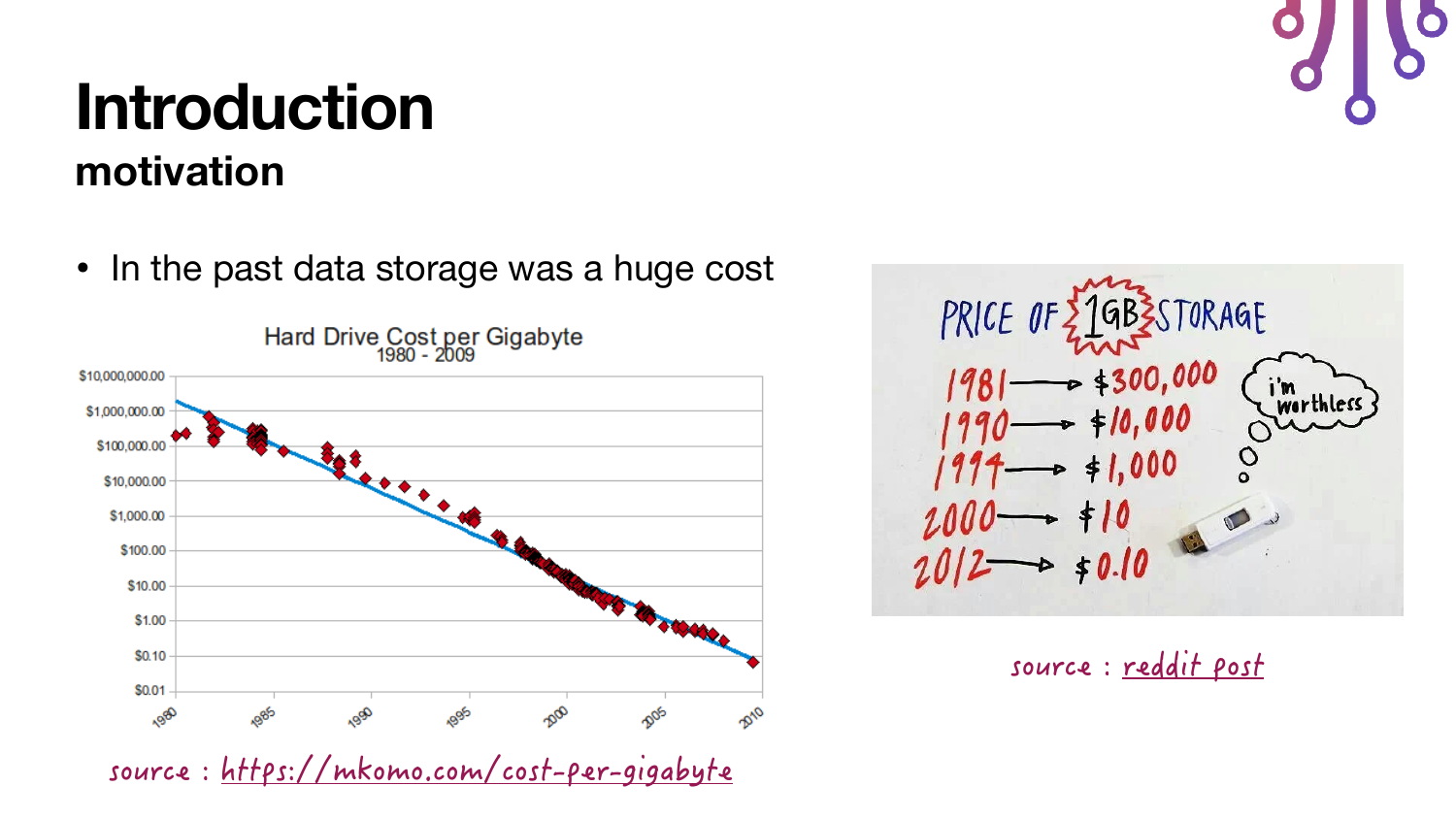# Introduction

## motivation

- In the past data storage was a huge cost

source : https://mkomo.com/cost-per-gigabyte

source : reddit post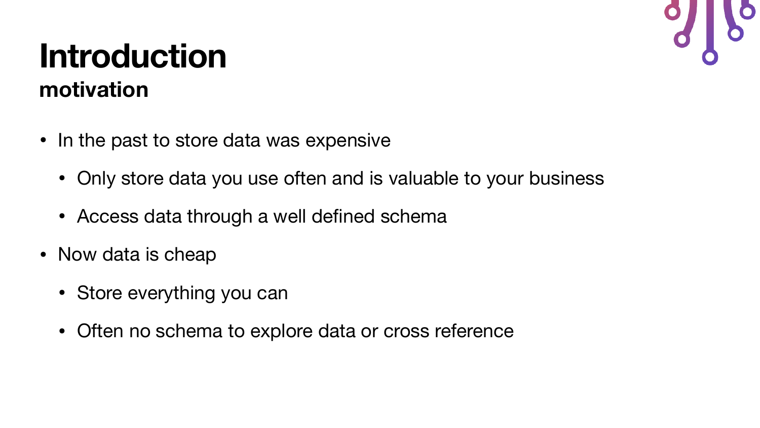# Introduction

## motivation

- In the past to store data was expensive
  - Only store data you use often and is valuable to your business
  - Access data through a well defined schema
- Now data is cheap
  - Store everything you can
  - Often no schema to explore data or cross reference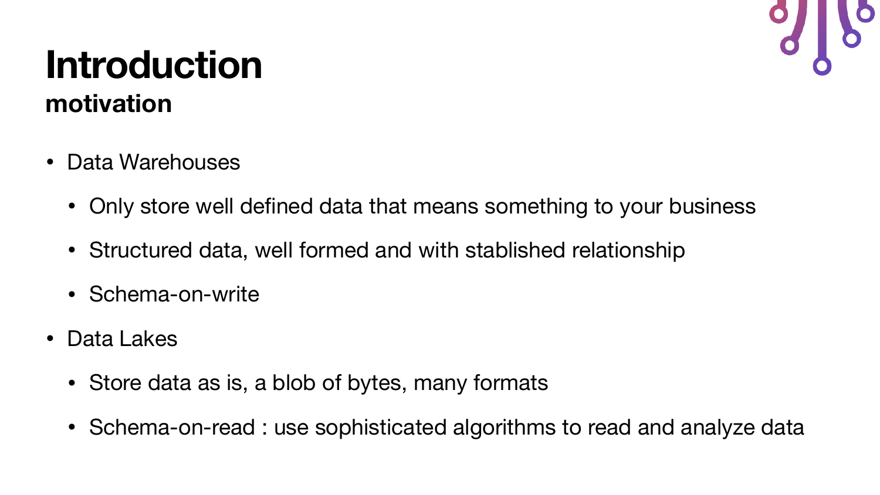# Introduction

## motivation

- Data Warehouses
    - Only store well defined data that means something to your business
    - Structured data, well formed and with stablished relationship
    - Schema-on-write
- Data Lakes
    - Store data as is, a blob of bytes, many formats
    - Schema-on-read : use sophisticated algorithms to read and analyze data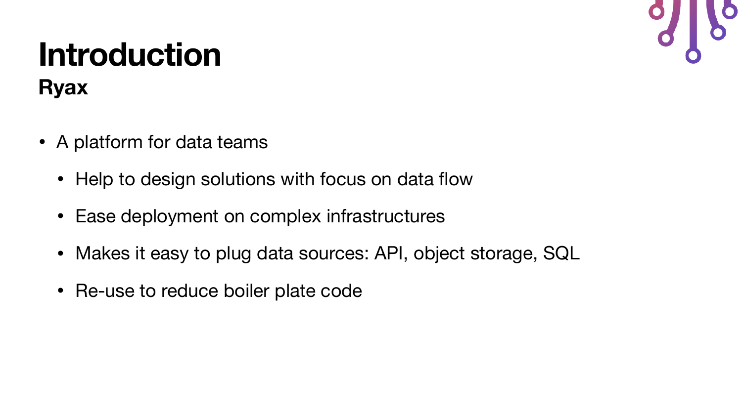# Introduction

## Ryax

- A platform for data teams
  - Help to design solutions with focus on data flow
  - Ease deployment on complex infrastructures
  - Makes it easy to plug data sources: API, object storage, SQL
  - Re-use to reduce boiler plate code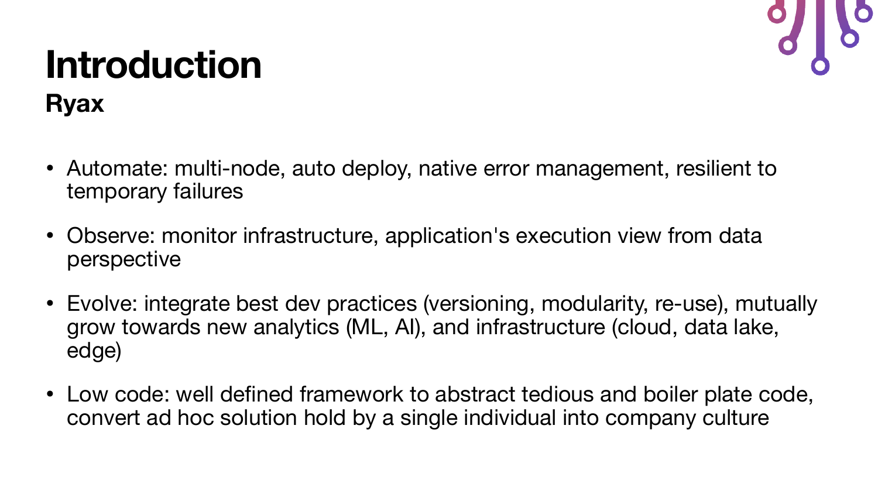# Introduction

## Ryax

- Automate: multi-node, auto deploy, native error management, resilient to temporary failures
- Observe: monitor infrastructure, application's execution view from data perspective
- Evolve: integrate best dev practices (versioning, modularity, re-use), mutually grow towards new analytics (ML, AI), and infrastructure (cloud, data lake, edge)
- Low code: well defined framework to abstract tedious and boiler plate code, convert ad hoc solution hold by a single individual into company culture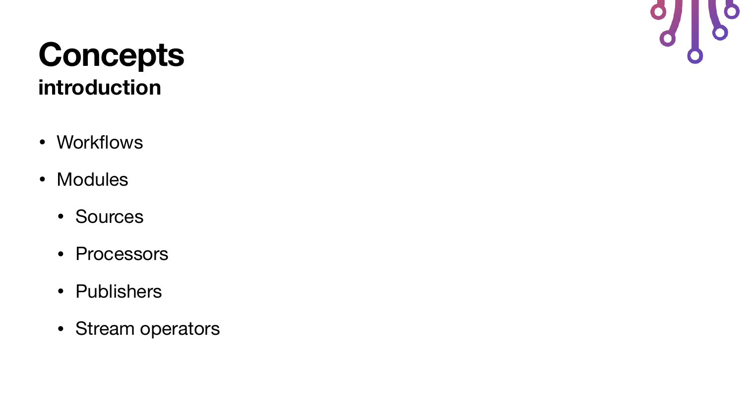# Concepts
## introduction

- Workflows
- Modules
  - Sources
  - Processors
  - Publishers
  - Stream operators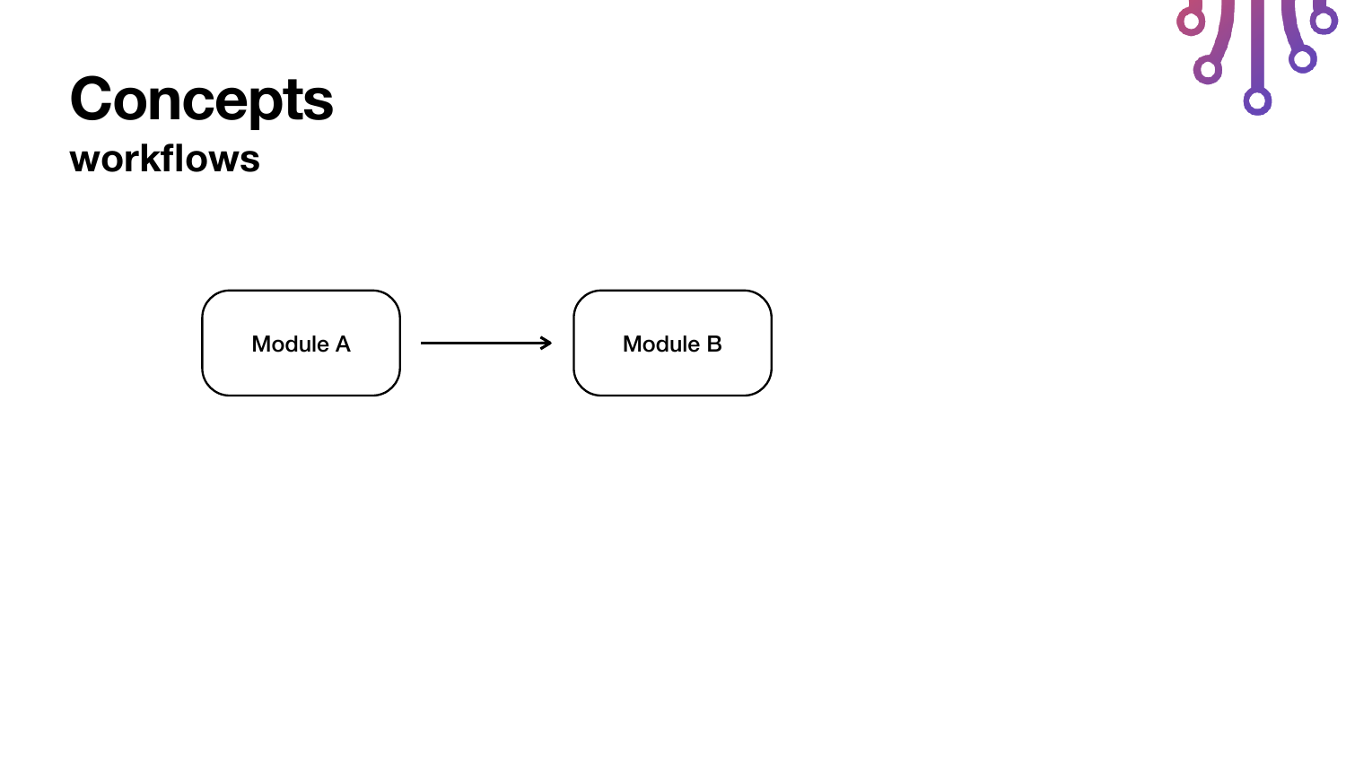# Concepts

## workflows

Module A → Module B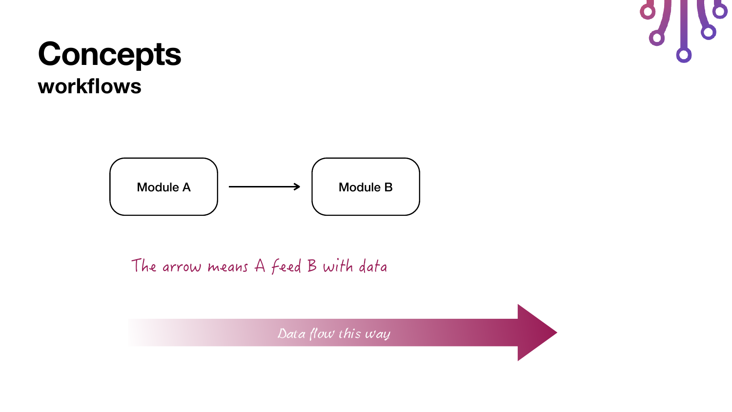# Concepts

## workflows

Module A → Module B

The arrow means A feed B with data

Data flow this way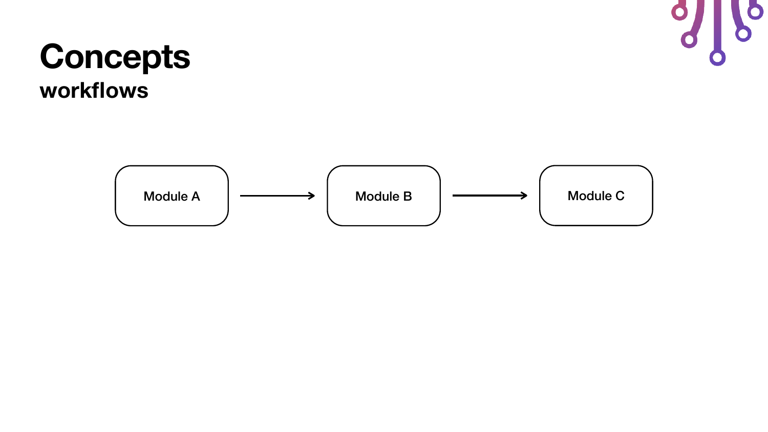# Concepts

## workflows

Module A → Module B → Module C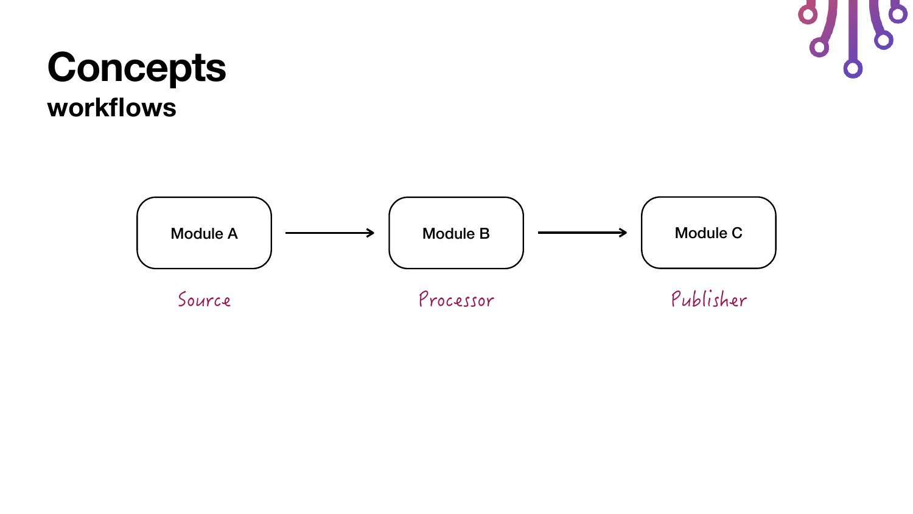# Concepts

## workflows

Module A → Module B → Module C

Source — Processor — Publisher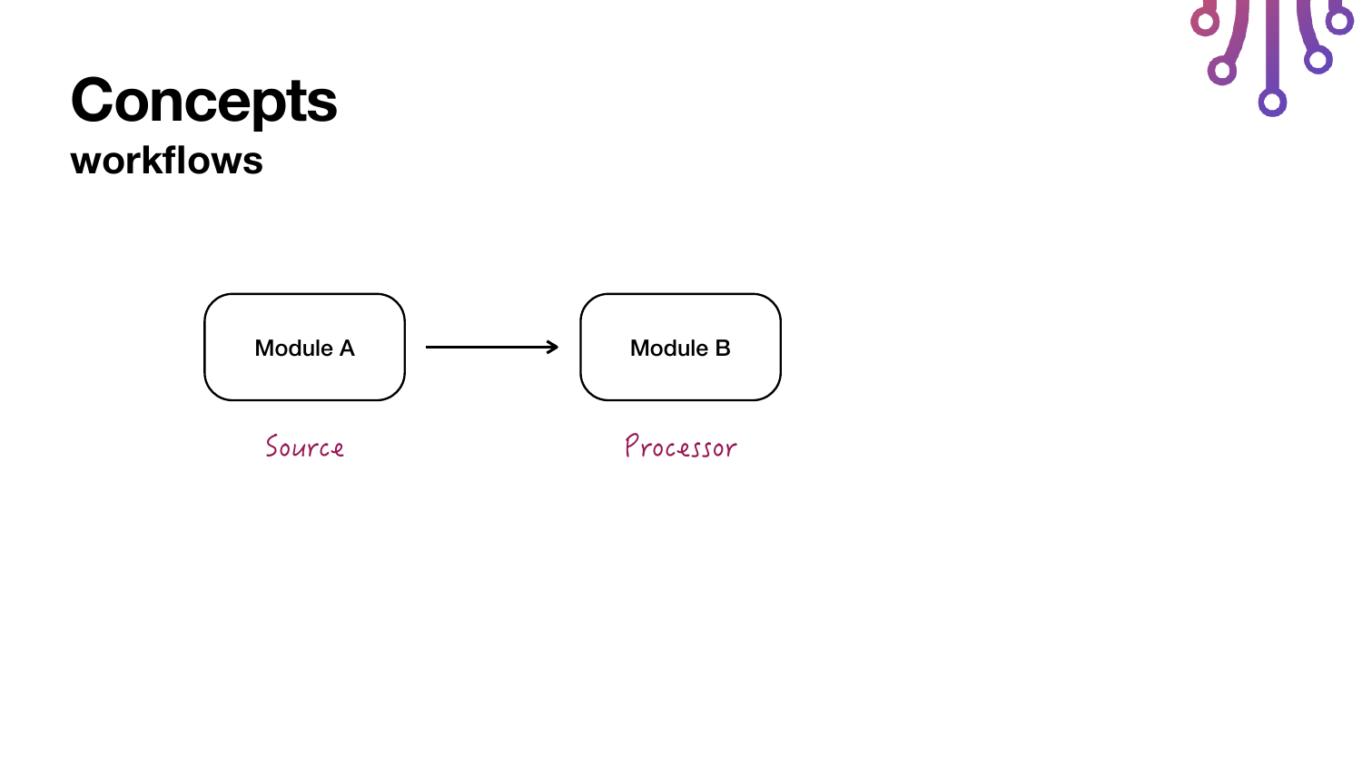# Concepts

## workflows

Module A → Module B

Source

Processor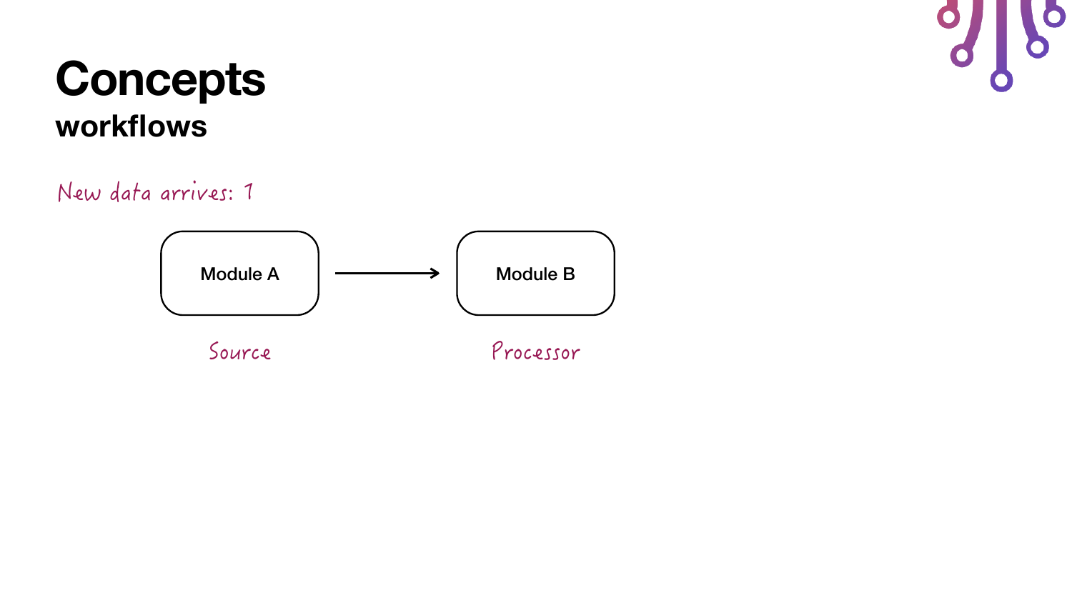# Concepts

## workflows

New data arrives: 1

Module A → Module B

Source

Processor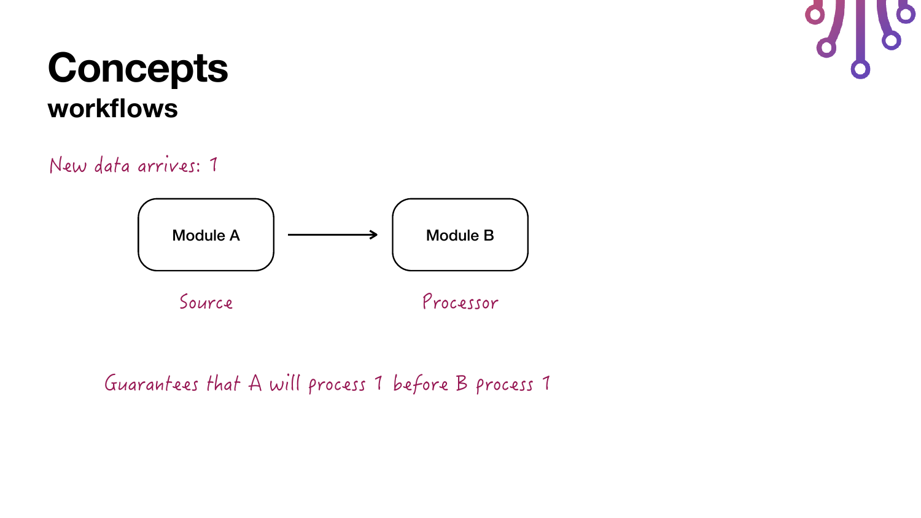# Concepts

## workflows

New data arrives: 1

Module A → Module B

Source — Processor

Guarantees that A will process 1 before B process 1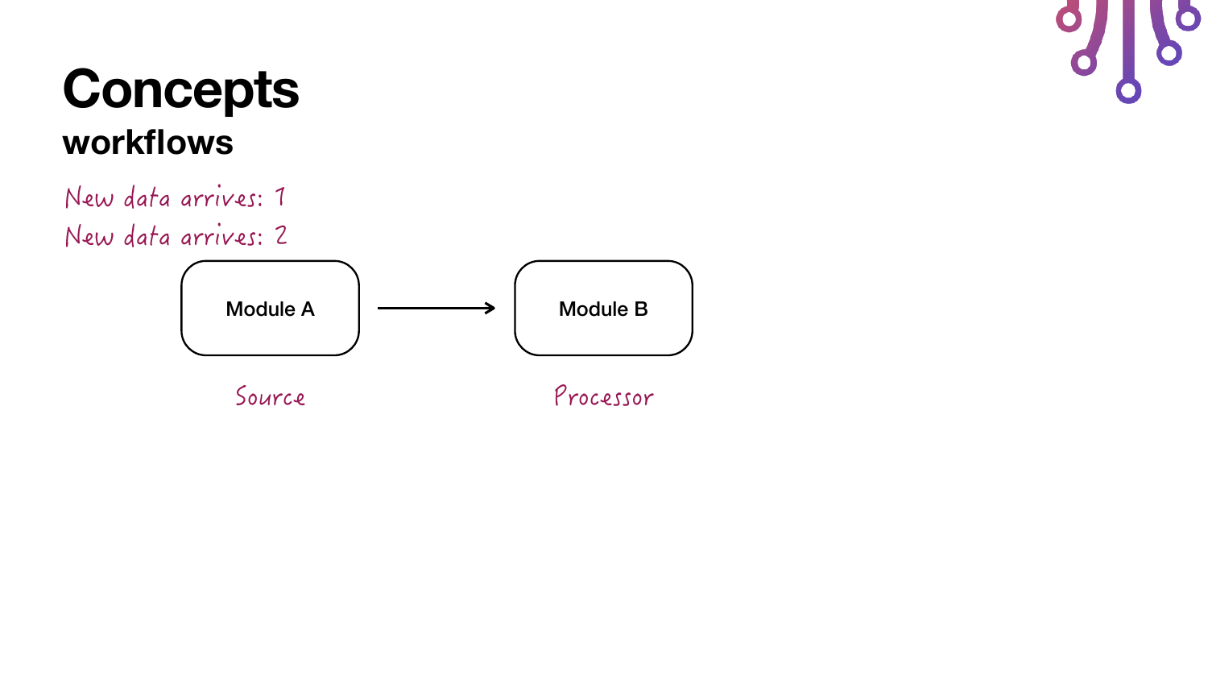# Concepts

## workflows

New data arrives: 1

New data arrives: 2

Module A → Module B

Source

Processor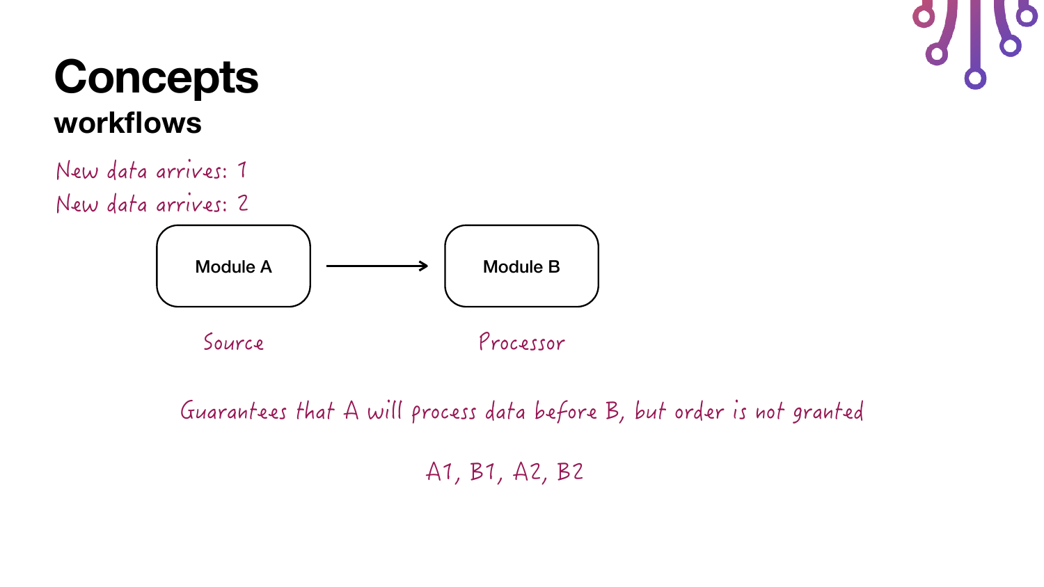# Concepts

## workflows

New data arrives: 1

New data arrives: 2

Module A → Module B

Source

Processor

Guarantees that A will process data before B, but order is not granted

A1, B1, A2, B2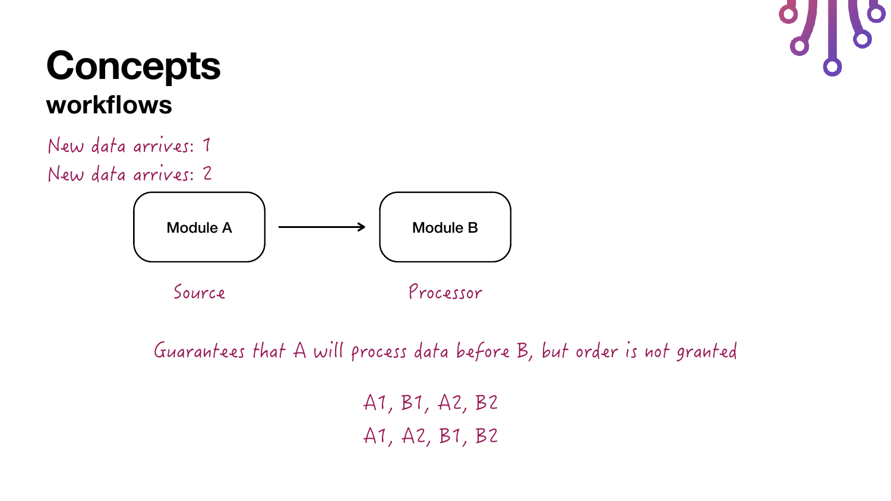# Concepts

## workflows

New data arrives: 1

New data arrives: 2

Module A → Module B

Source

Processor

Guarantees that A will process data before B, but order is not granted

A1, B1, A2, B2

A1, A2, B1, B2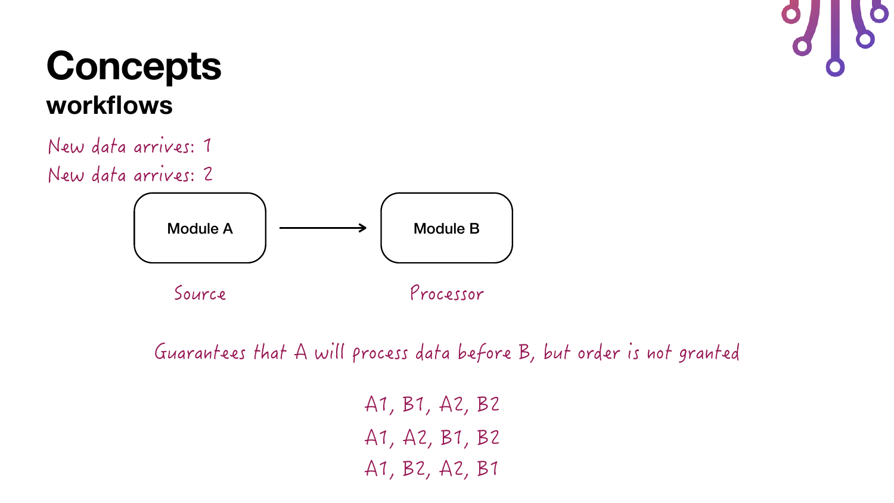# Concepts

## workflows

New data arrives: 1

New data arrives: 2

Module A → Module B

Source          Processor

Guarantees that A will process data before B, but order is not granted

A1, B1, A2, B2

A1, A2, B1, B2

A1, B2, A2, B1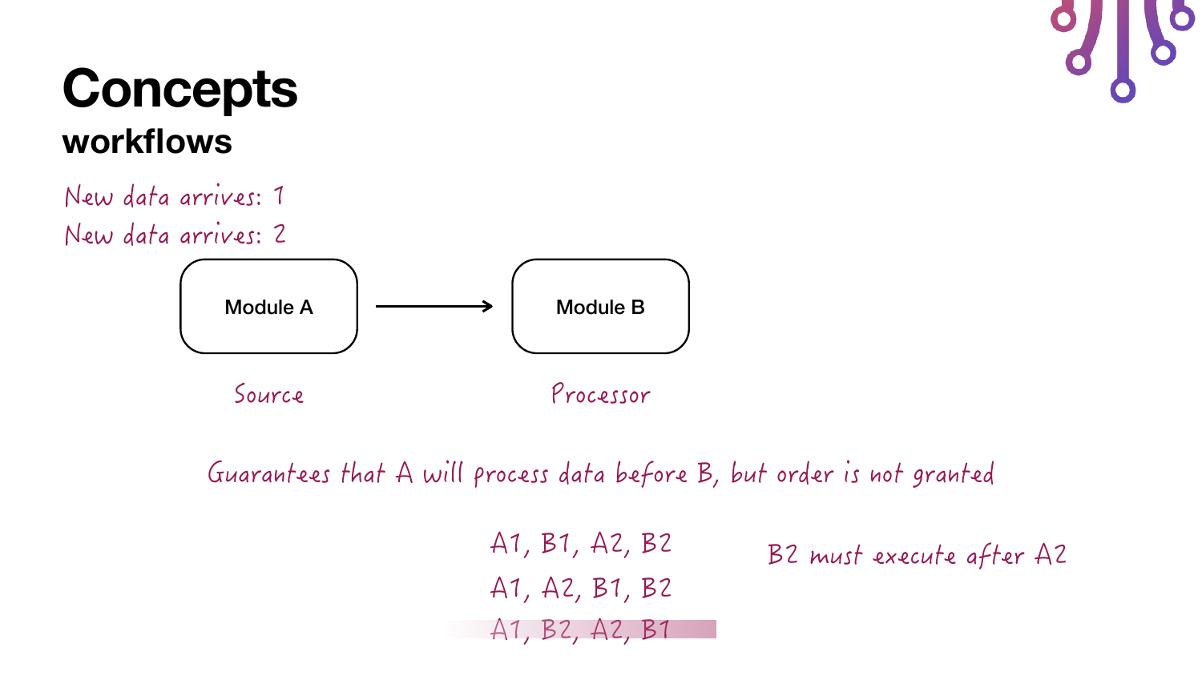# Concepts

## workflows

New data arrives: 1

New data arrives: 2

Module A → Module B

Source

Processor

Guarantees that A will process data before B, but order is not granted

A1, B1, A2, B2

A1, A2, B1, B2

~~A1, B2, A2, B1~~

B2 must execute after A2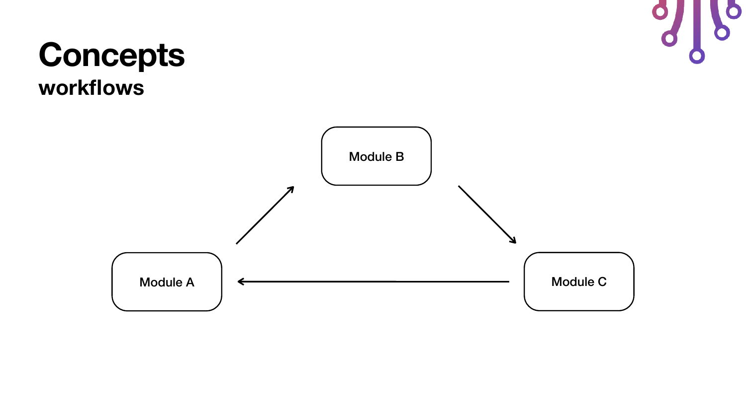# Concepts

## workflows

Module B

Module A

Module C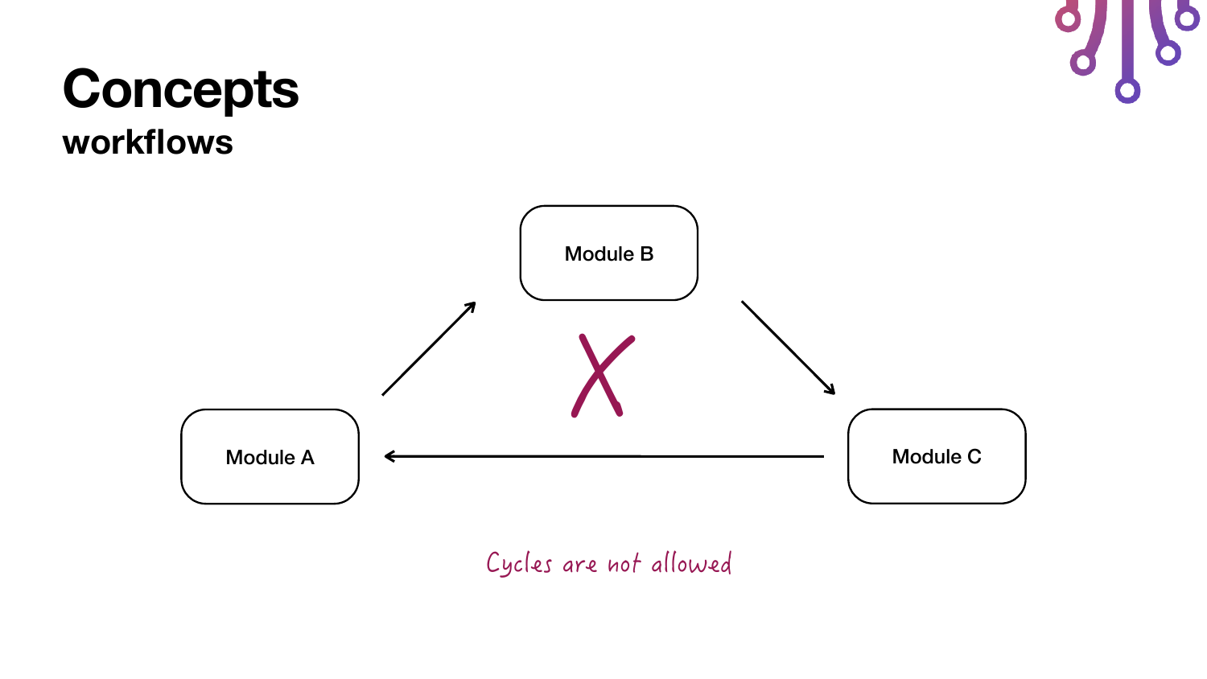# Concepts

## workflows

Module B

Module A

Module C

Cycles are not allowed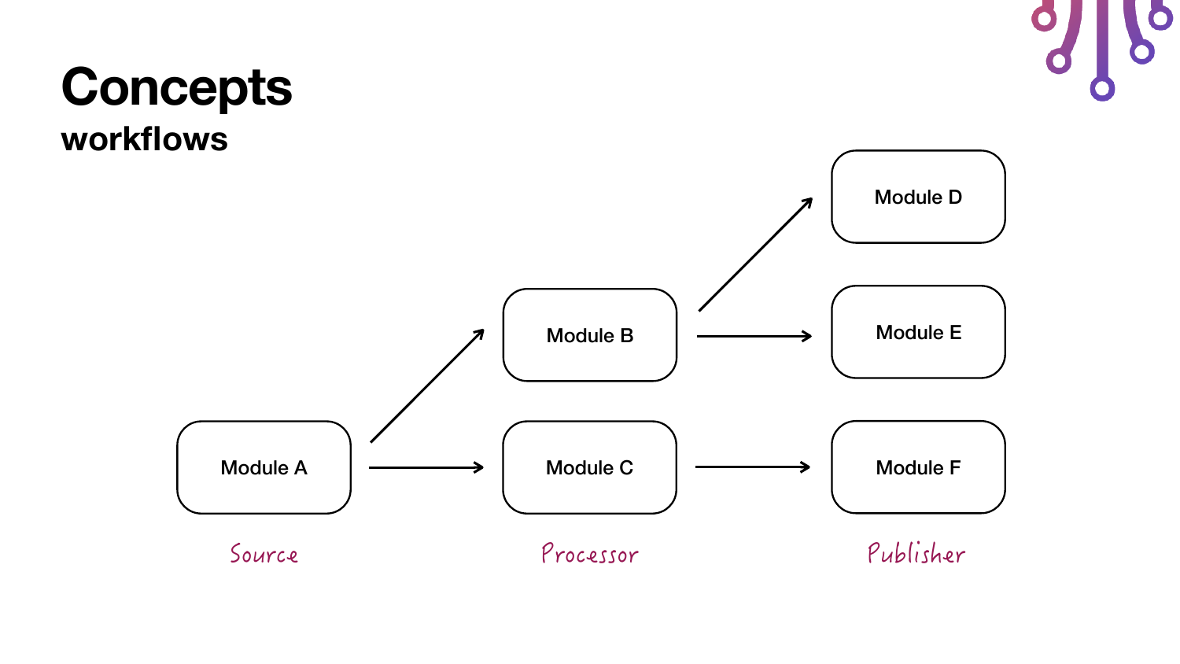# Concepts

## workflows

Module A

Module B

Module C

Module D

Module E

Module F

Source

Processor

Publisher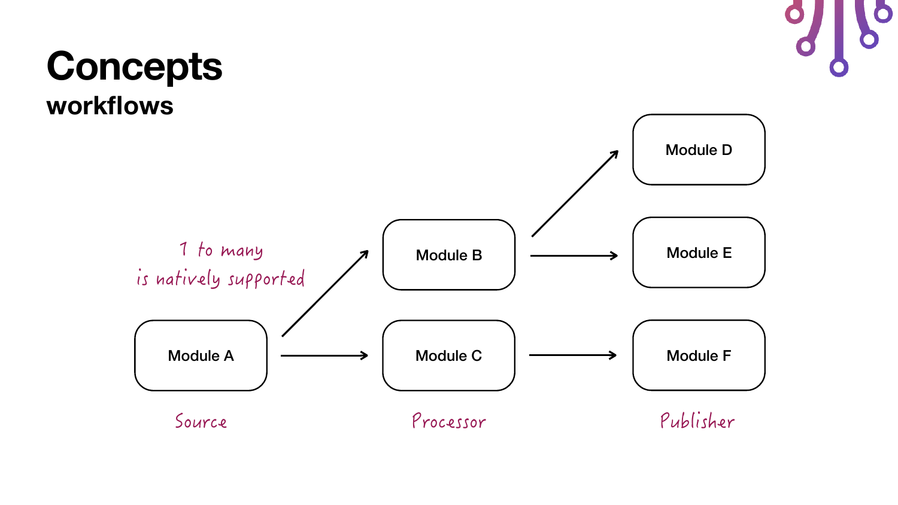# Concepts

## workflows

1 to many
is natively supported

Module A → Module B
Module A → Module C

Module B → Module D
Module B → Module E

Module C → Module F

Source

Processor

Publisher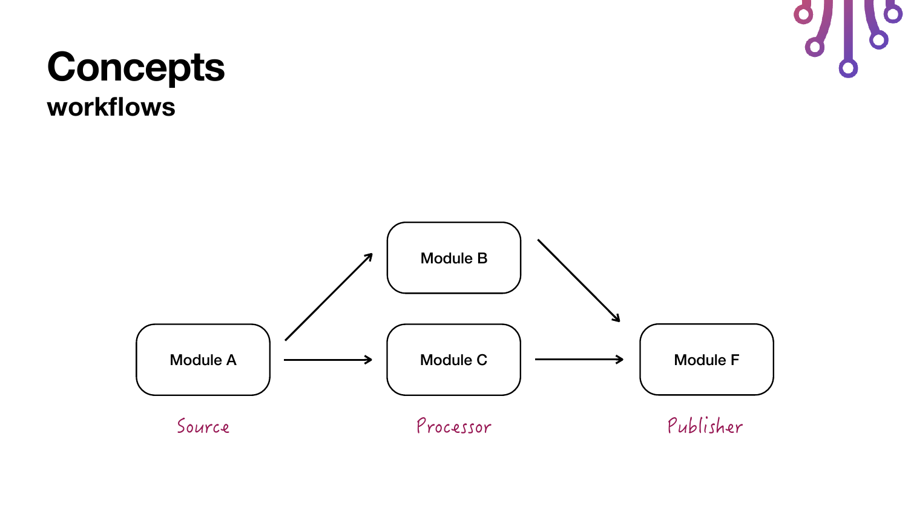# Concepts

## workflows

Module A → Module B
Module A → Module C
Module B → Module F
Module C → Module F

Source

Processor

Publisher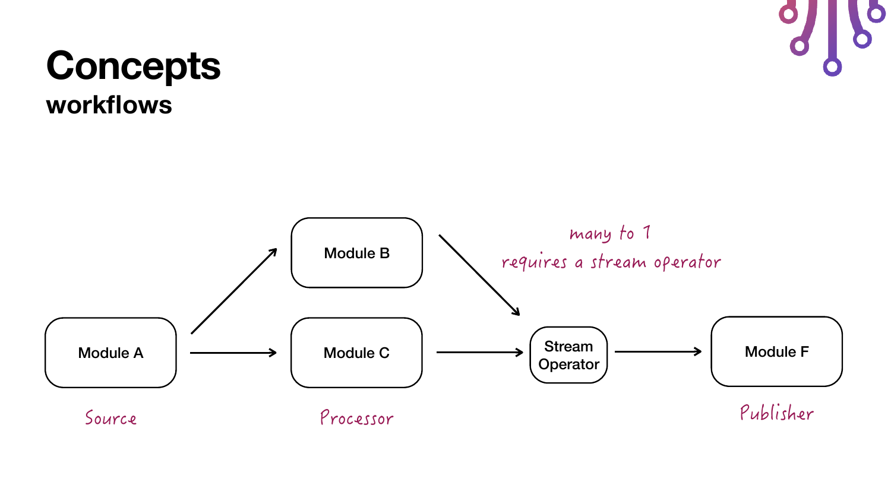# Concepts

## workflows

Module A → Module B → Stream Operator
Module A → Module C → Stream Operator
Stream Operator → Module F

*many to 1*
*requires a stream operator*

*Source* (Module A)

*Processor* (Module B, Module C)

*Publisher* (Module F)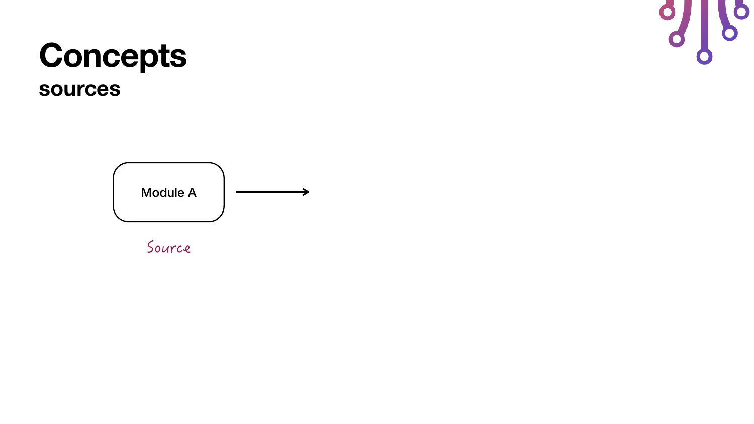# Concepts

## sources

Module A

Source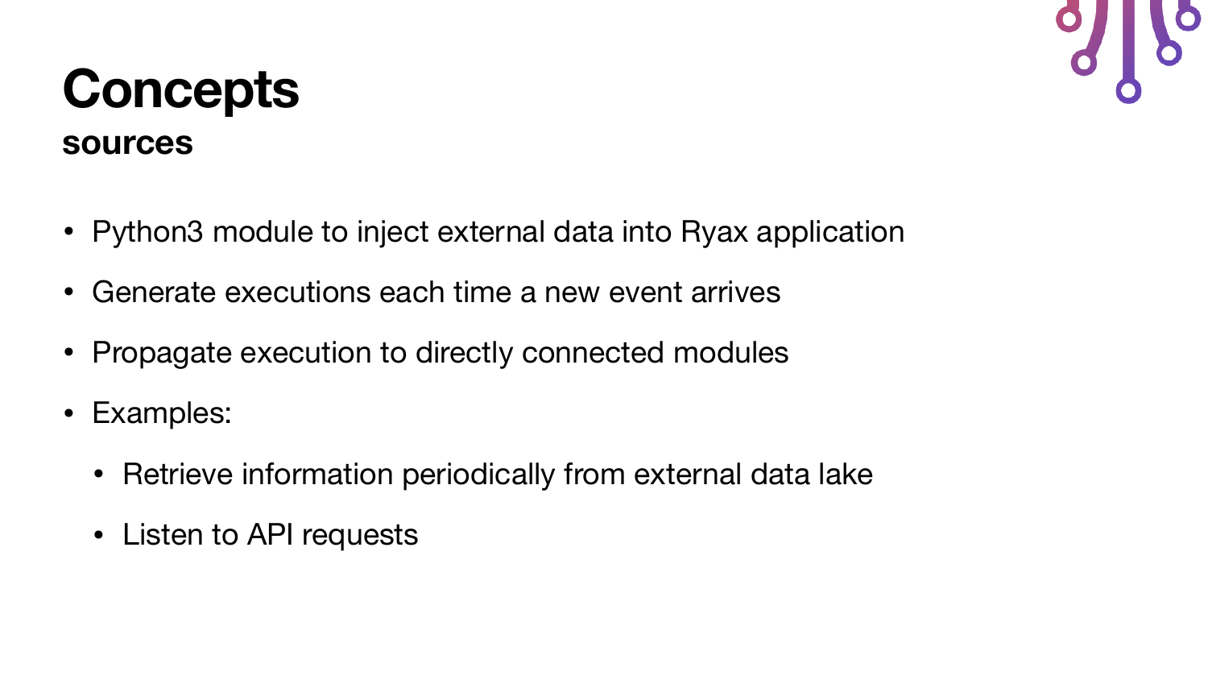# Concepts

## sources

- Python3 module to inject external data into Ryax application
- Generate executions each time a new event arrives
- Propagate execution to directly connected modules
- Examples:
  - Retrieve information periodically from external data lake
  - Listen to API requests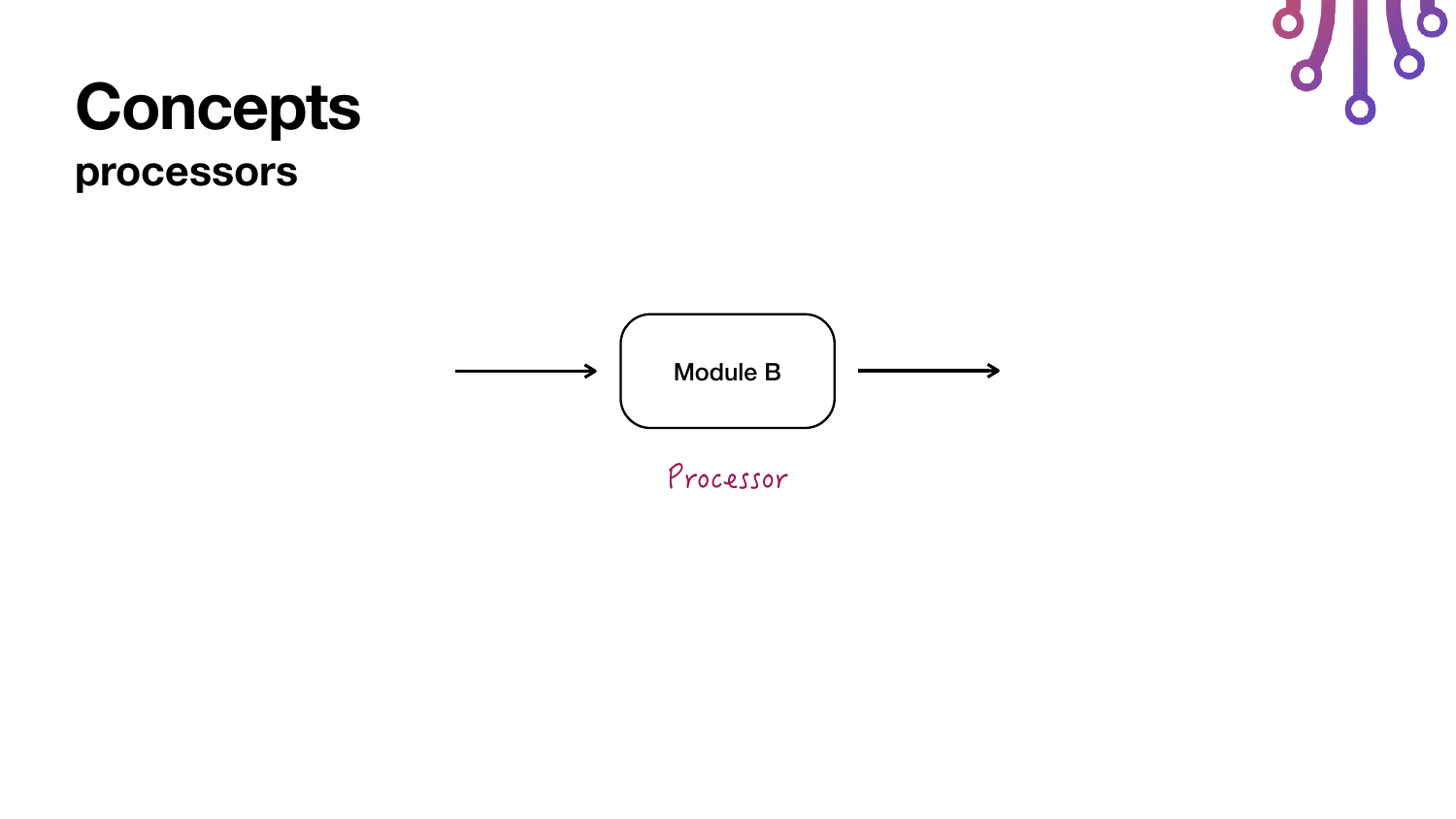# Concepts

## processors

Module B

Processor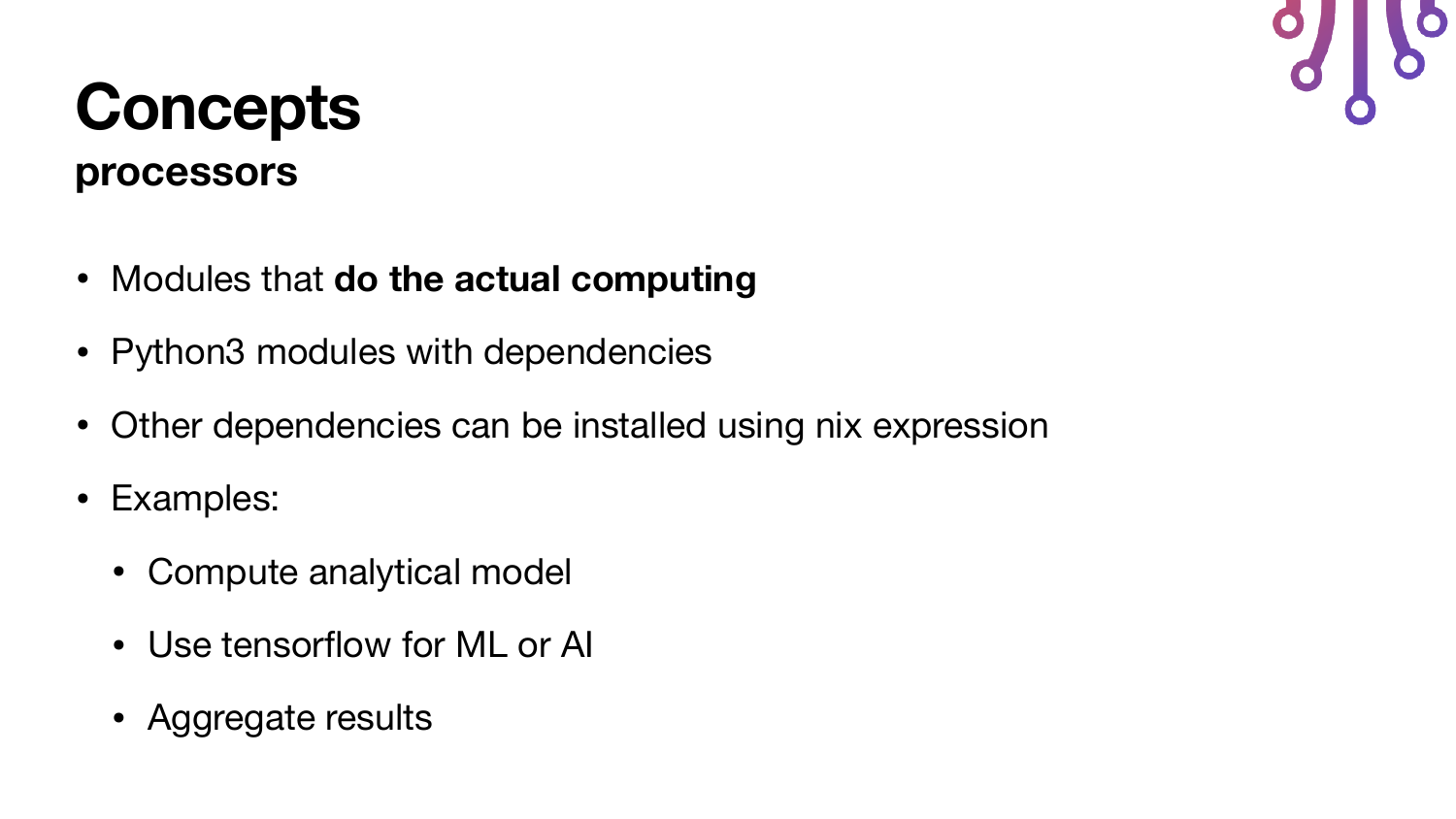# Concepts

## processors

- Modules that **do the actual computing**
- Python3 modules with dependencies
- Other dependencies can be installed using nix expression
- Examples:
  - Compute analytical model
  - Use tensorflow for ML or AI
  - Aggregate results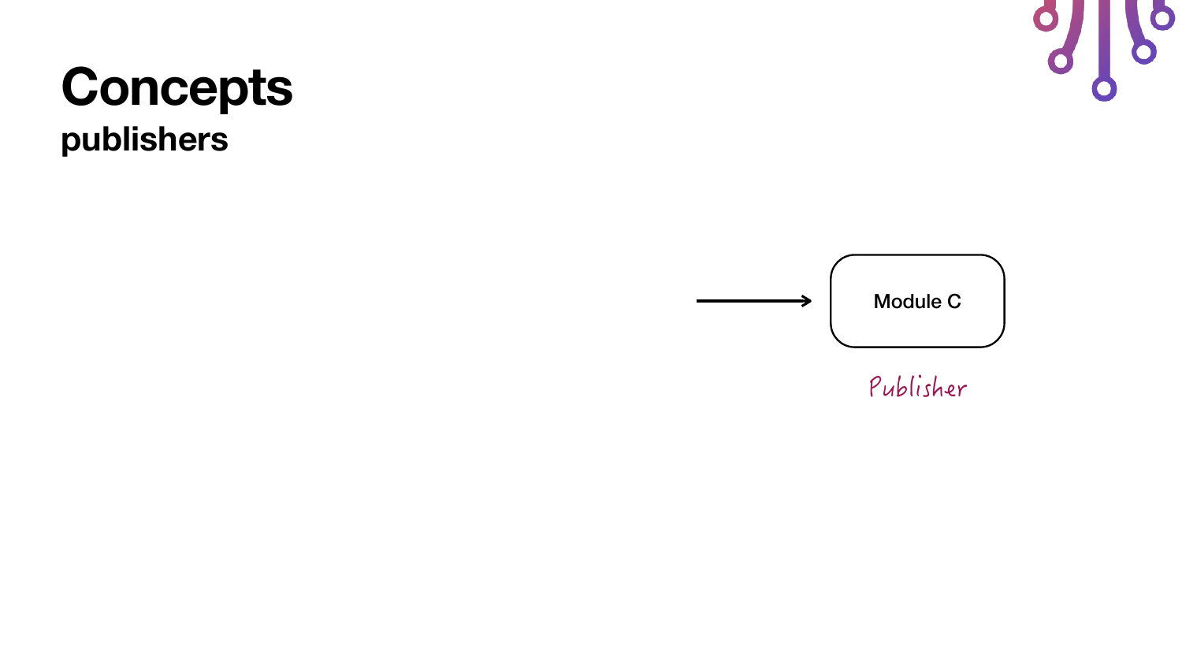# Concepts

## publishers

Module C

Publisher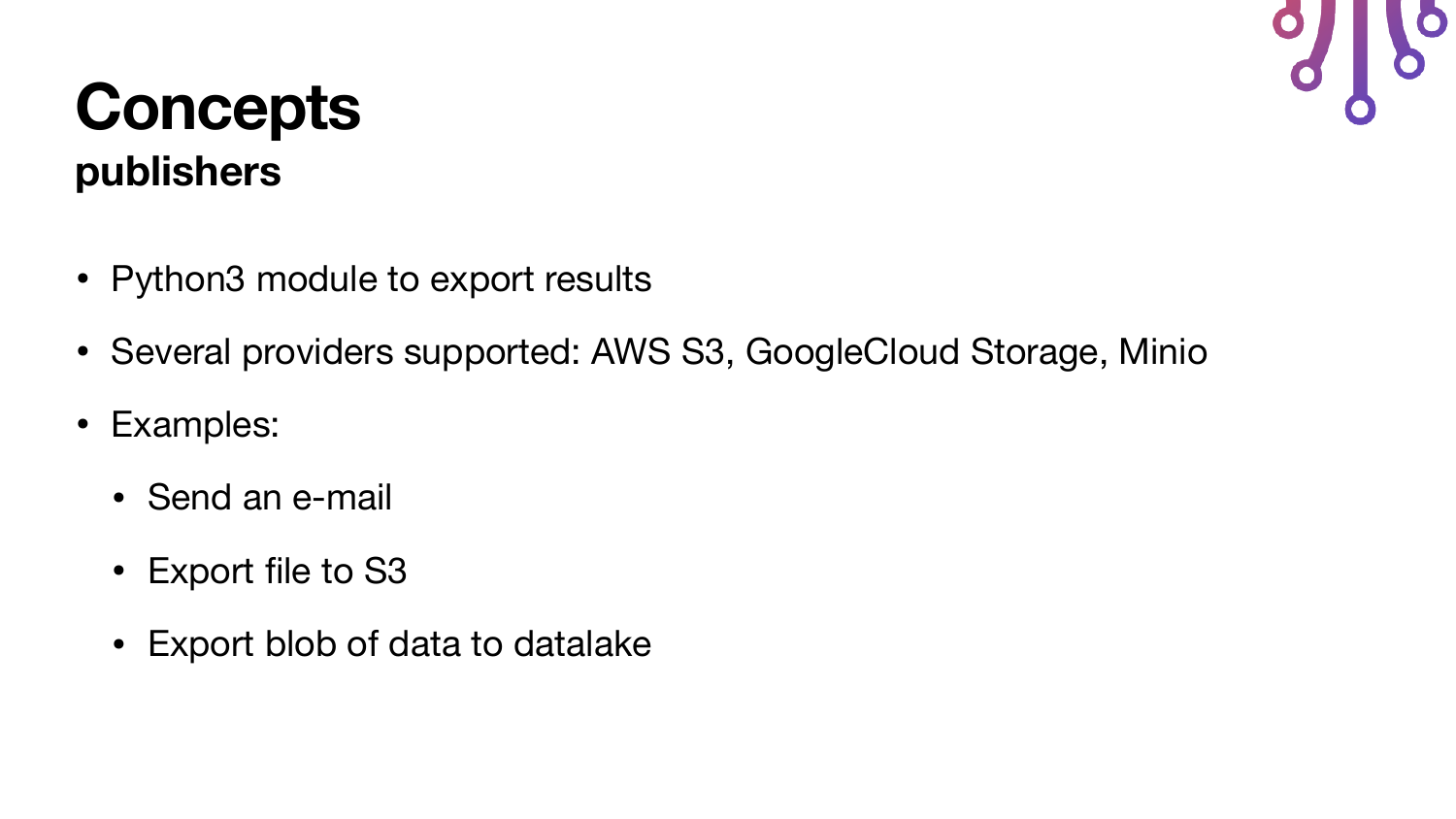# Concepts
## publishers

- Python3 module to export results
- Several providers supported: AWS S3, GoogleCloud Storage, Minio
- Examples:
  - Send an e-mail
  - Export file to S3
  - Export blob of data to datalake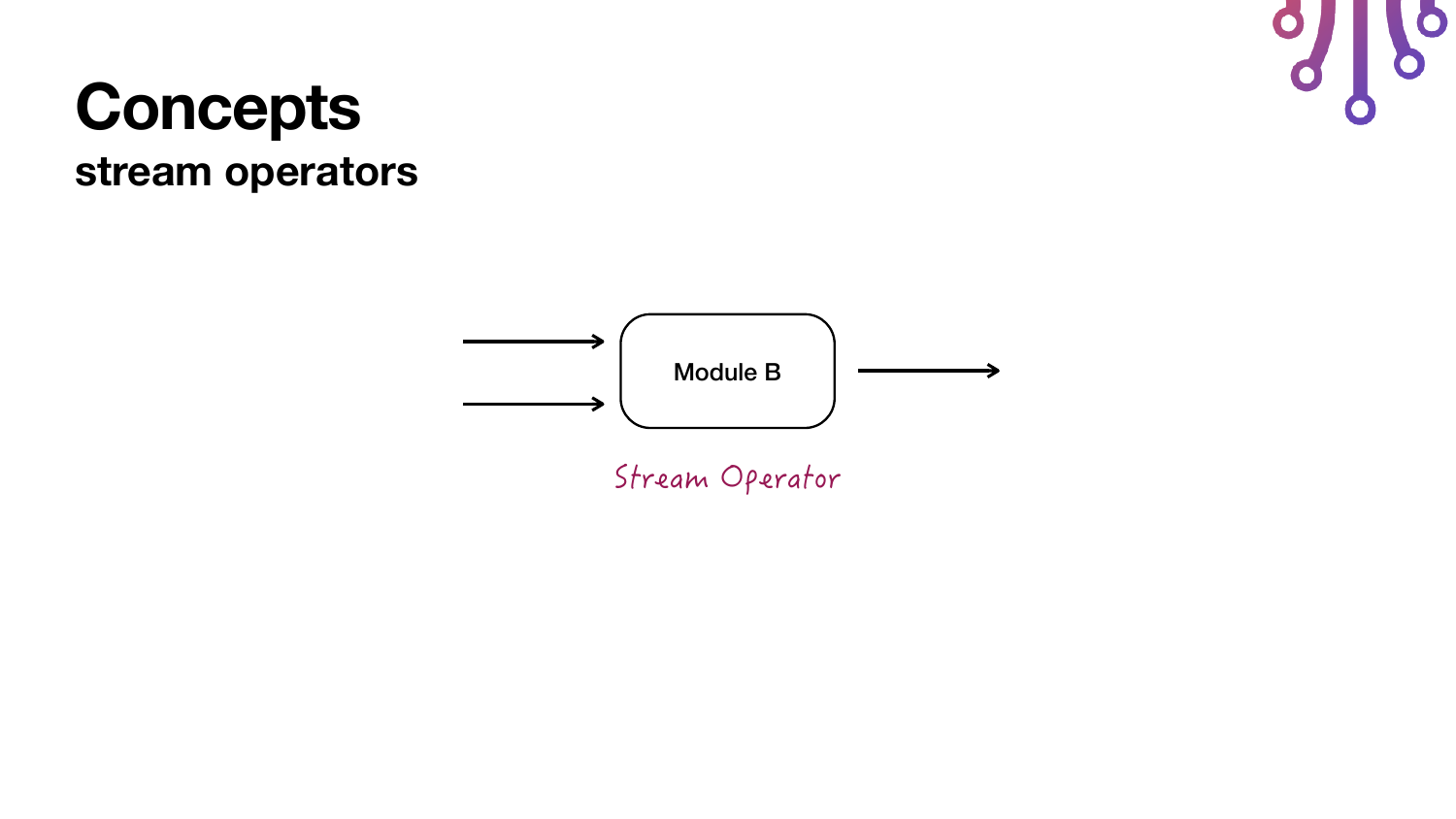# Concepts

## stream operators

Module B

Stream Operator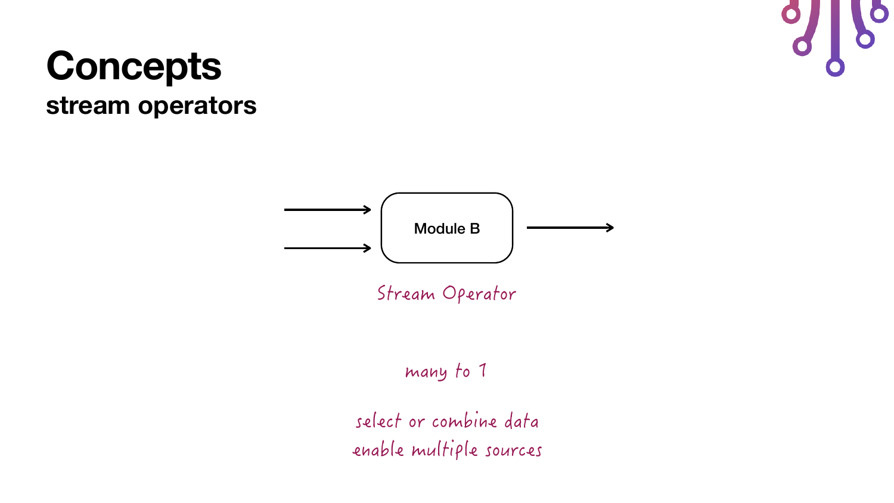# Concepts

## stream operators

Module B

Stream Operator

many to 1

select or combine data
enable multiple sources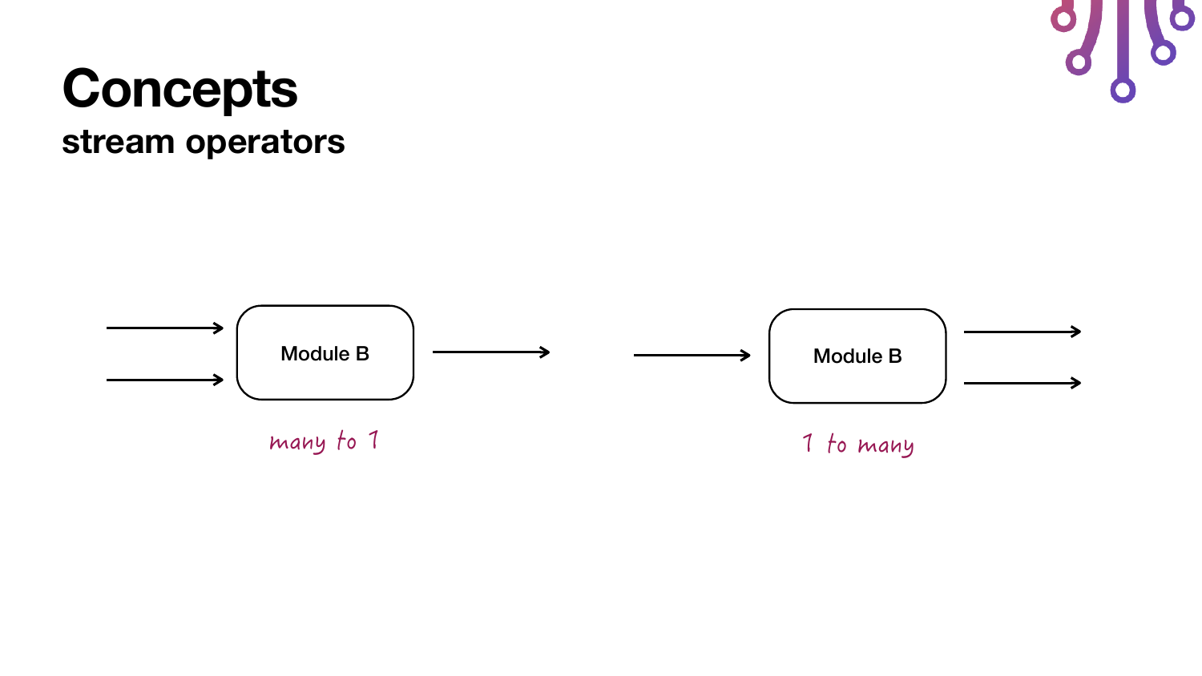# Concepts

## stream operators

Module B

many to 1

Module B

1 to many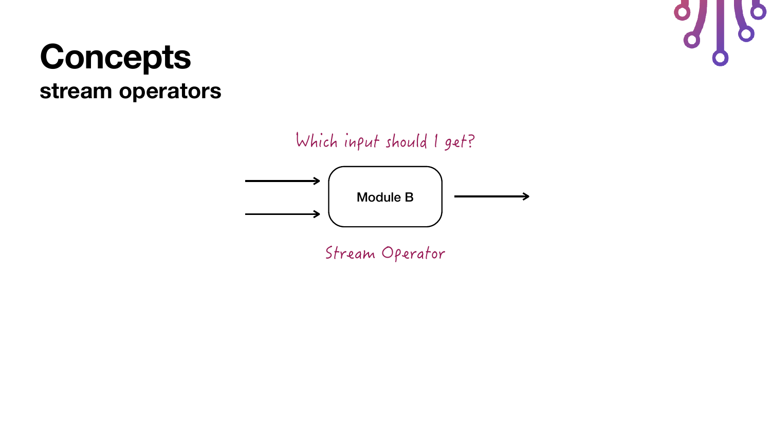# Concepts

## stream operators

Which input should I get?

Module B

Stream Operator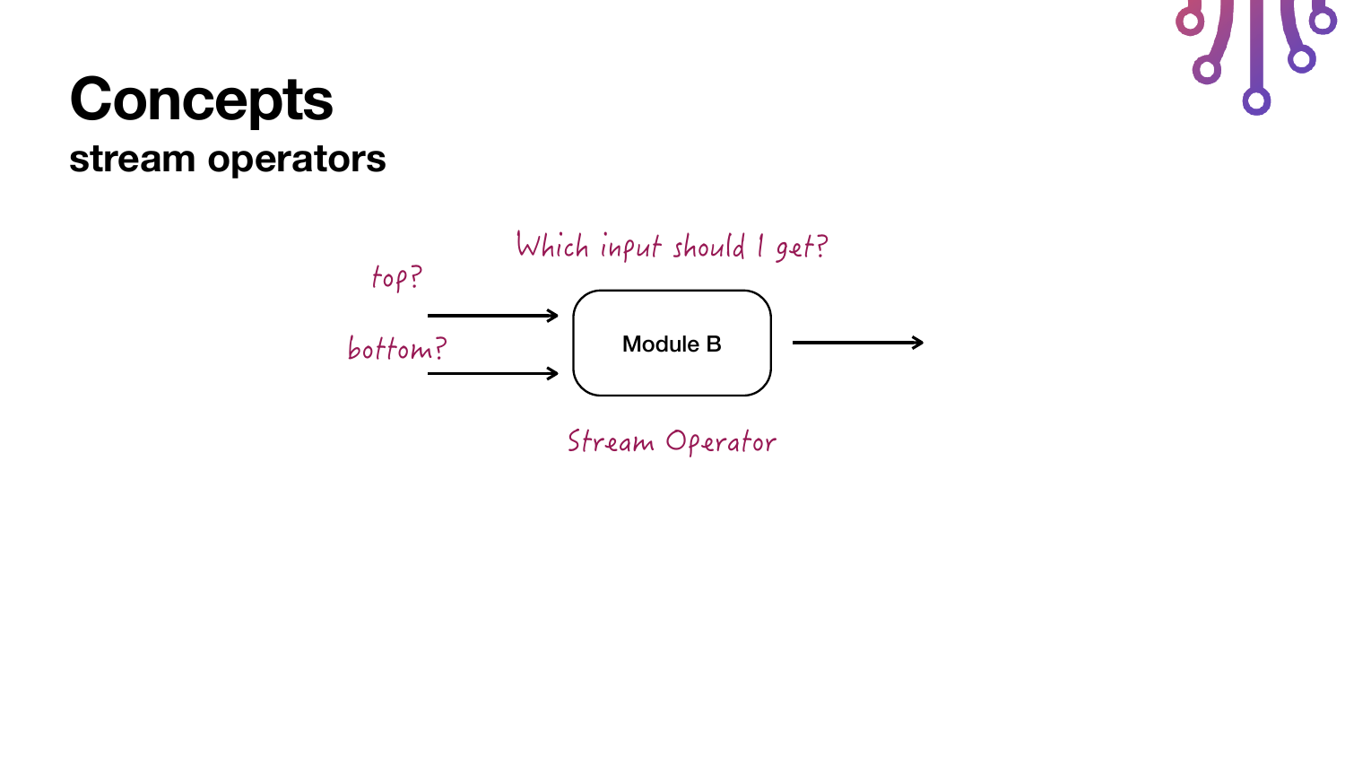# Concepts

## stream operators

Which input should I get?

top?

bottom?

Module B

Stream Operator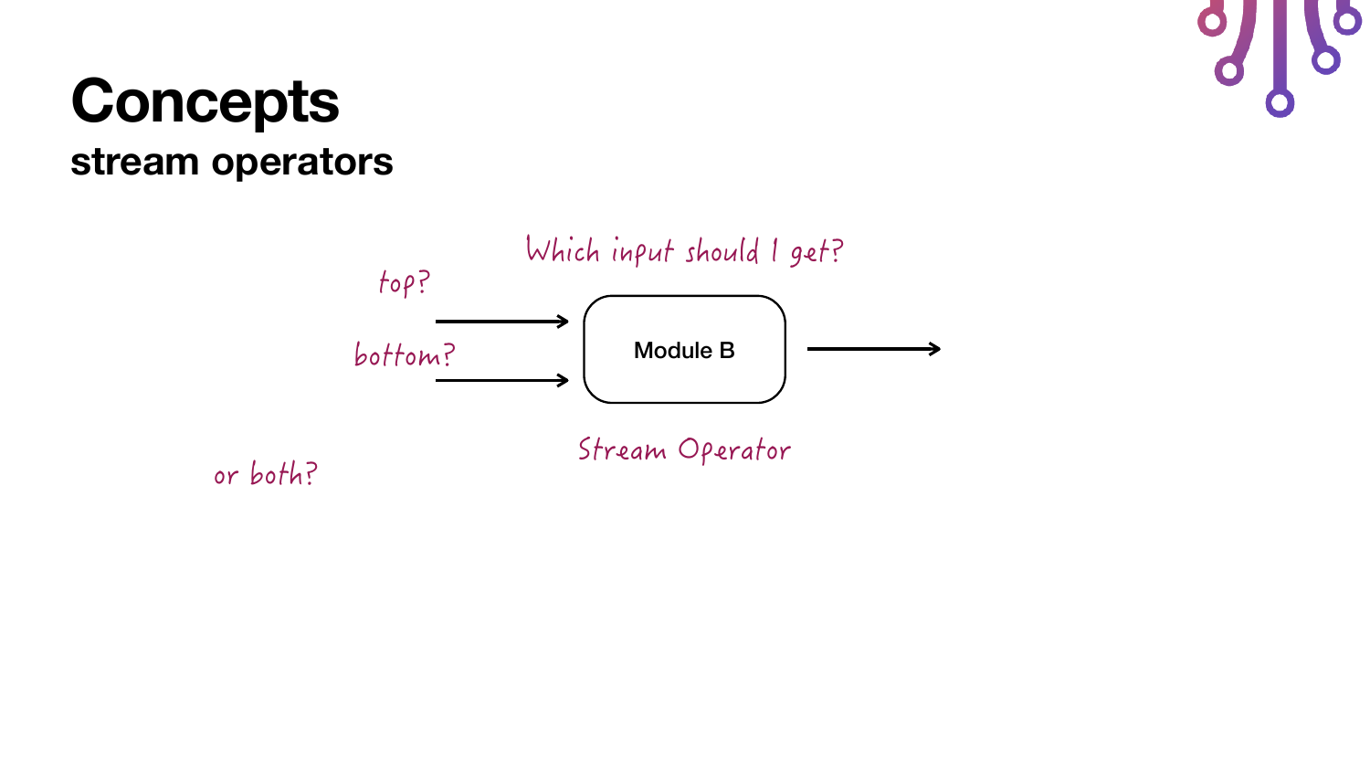# Concepts

## stream operators

Which input should I get?

top?

bottom?

Module B

Stream Operator

or both?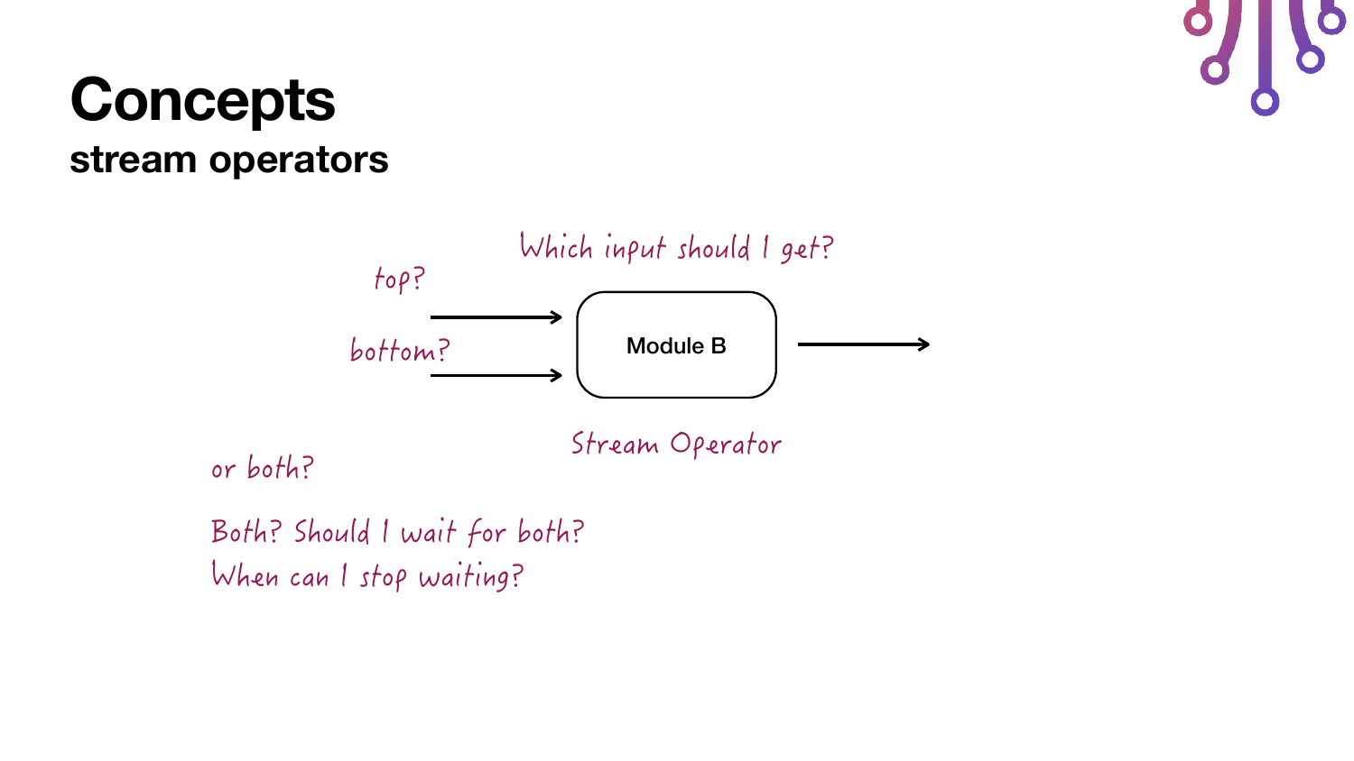# Concepts

## stream operators

Which input should I get?

top?

bottom?

Module B

Stream Operator

or both?

Both? Should I wait for both?

When can I stop waiting?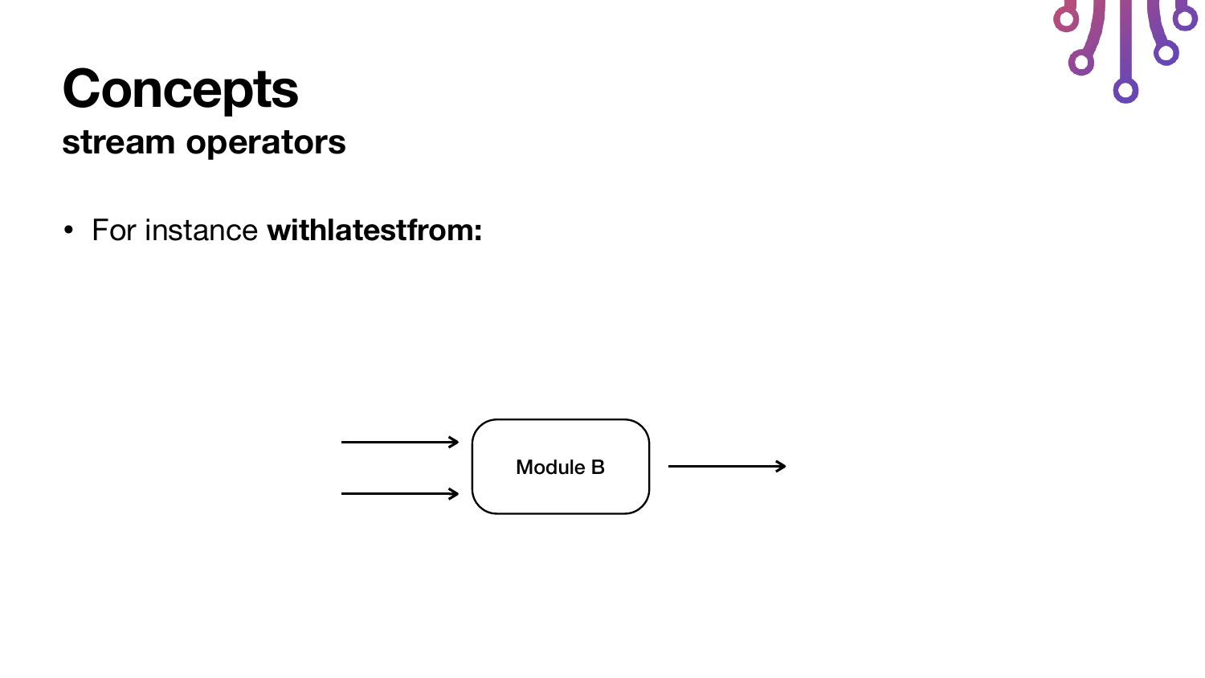# Concepts

## stream operators

- For instance **withlatestfrom:**

Module B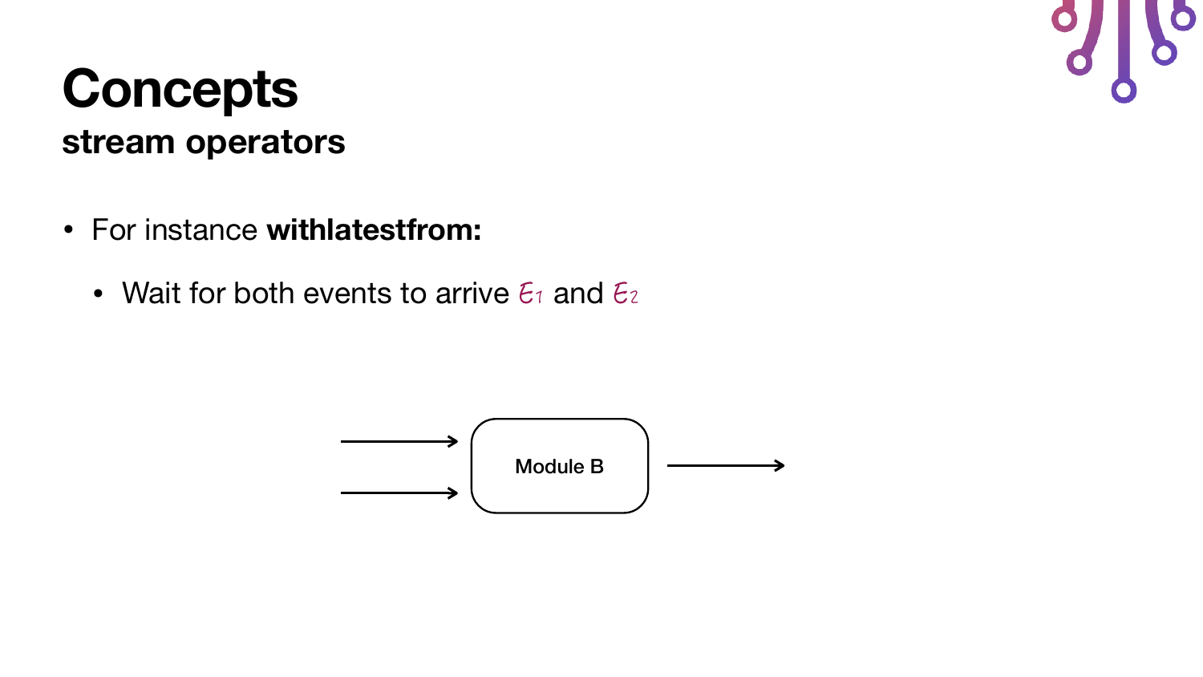# Concepts

## stream operators

- For instance **withlatestfrom:**
  - Wait for both events to arrive $\mathcal{E}_1$ and $\mathcal{E}_2$

Module B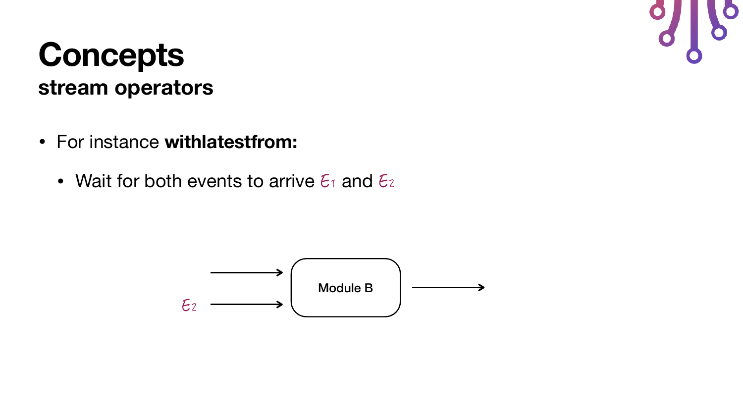# Concepts

## stream operators

- For instance **withlatestfrom:**
  - Wait for both events to arrive $\mathcal{E}_1$ and $\mathcal{E}_2$

$\mathcal{E}_2$

Module B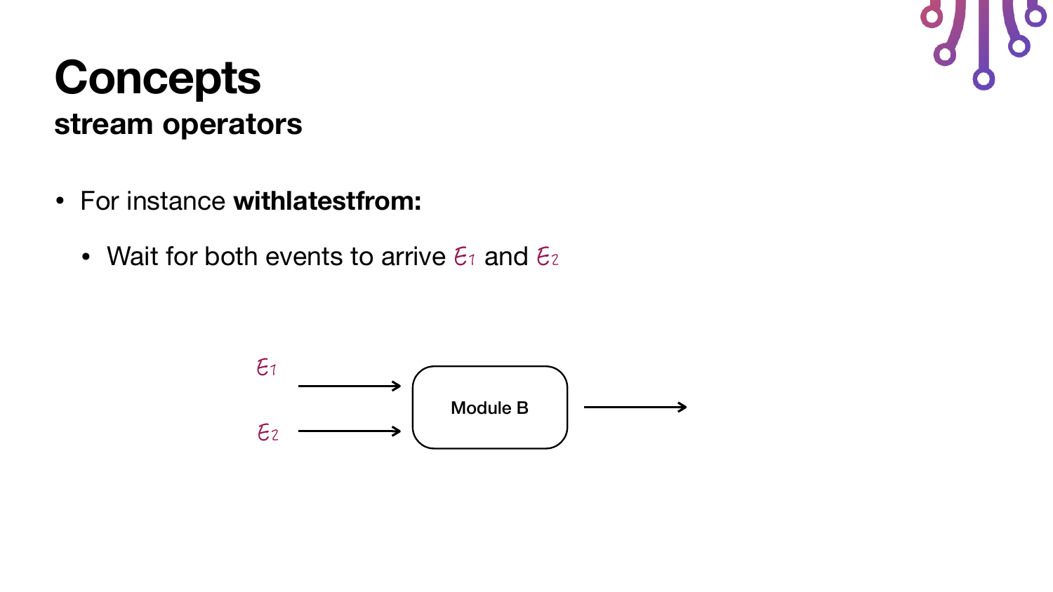# Concepts

## stream operators

- For instance **withlatestfrom:**
  - Wait for both events to arrive $\mathcal{E}_1$ and $\mathcal{E}_2$

$\mathcal{E}_1$

$\mathcal{E}_2$

Module B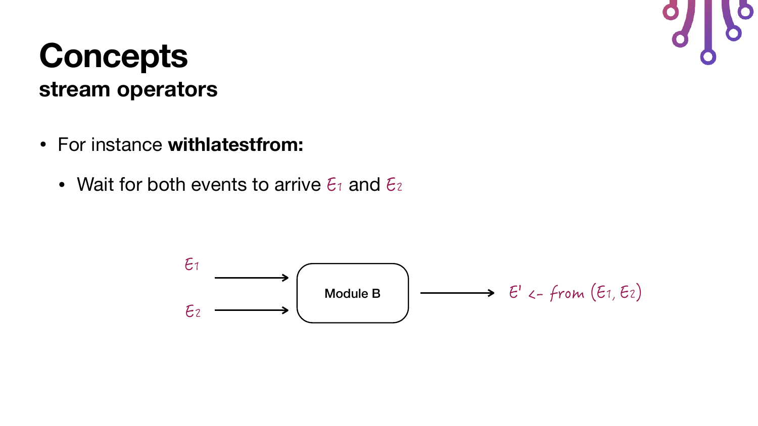# Concepts

## stream operators

- For instance **withlatestfrom:**
  - Wait for both events to arrive $E_1$ and $E_2$

$E_1$ → Module B

$E_2$ → Module B

Module B → $E' \leftarrow from(E_1, E_2)$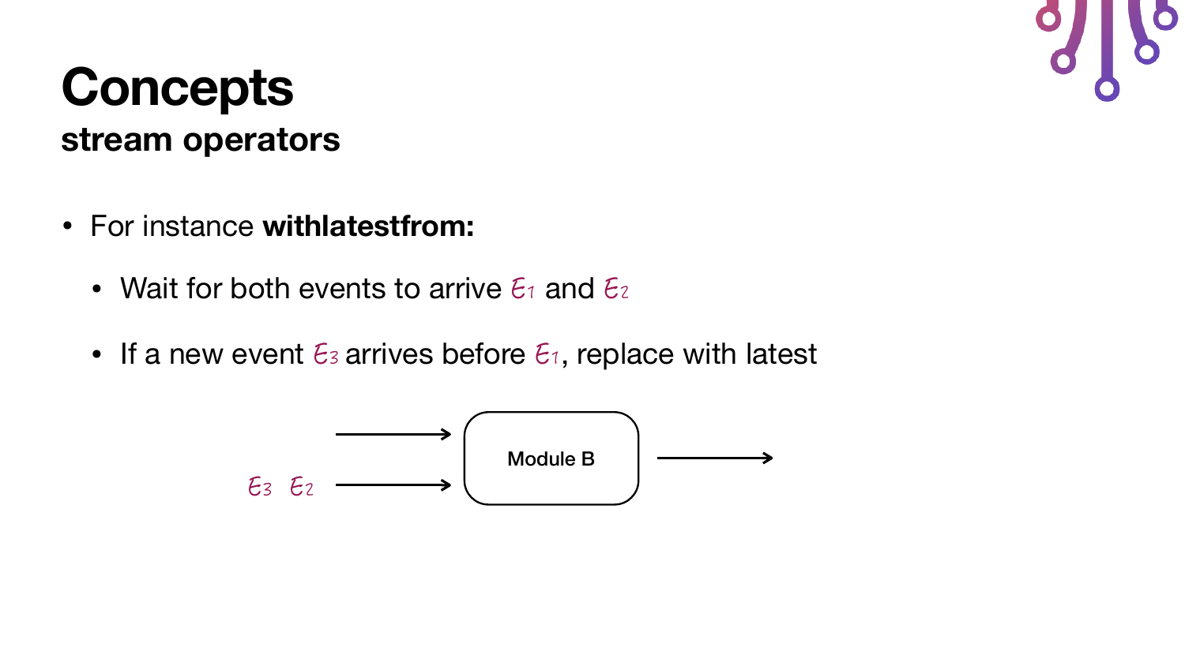# Concepts

## stream operators

- For instance **withlatestfrom:**
  - Wait for both events to arrive $E_1$ and $E_2$
  - If a new event $E_3$ arrives before $E_1$, replace with latest

$E_3$ $E_2$

Module B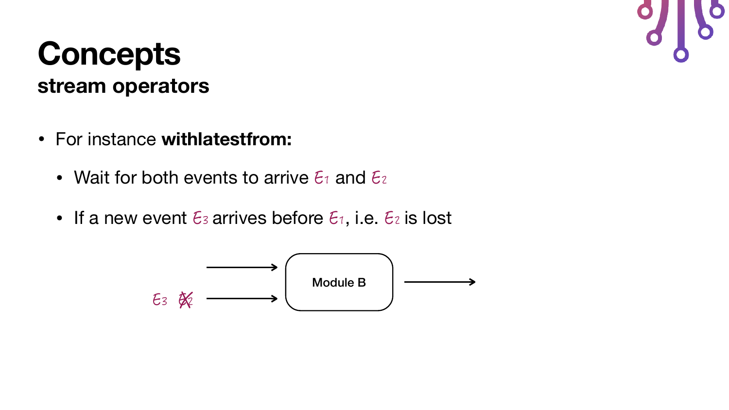# Concepts

## stream operators

- For instance **withlatestfrom:**
  - Wait for both events to arrive $E_1$ and $E_2$
  - If a new event $E_3$ arrives before $E_1$, i.e. $E_2$ is lost

$E_3$ ~~$E_2$~~ → Module B →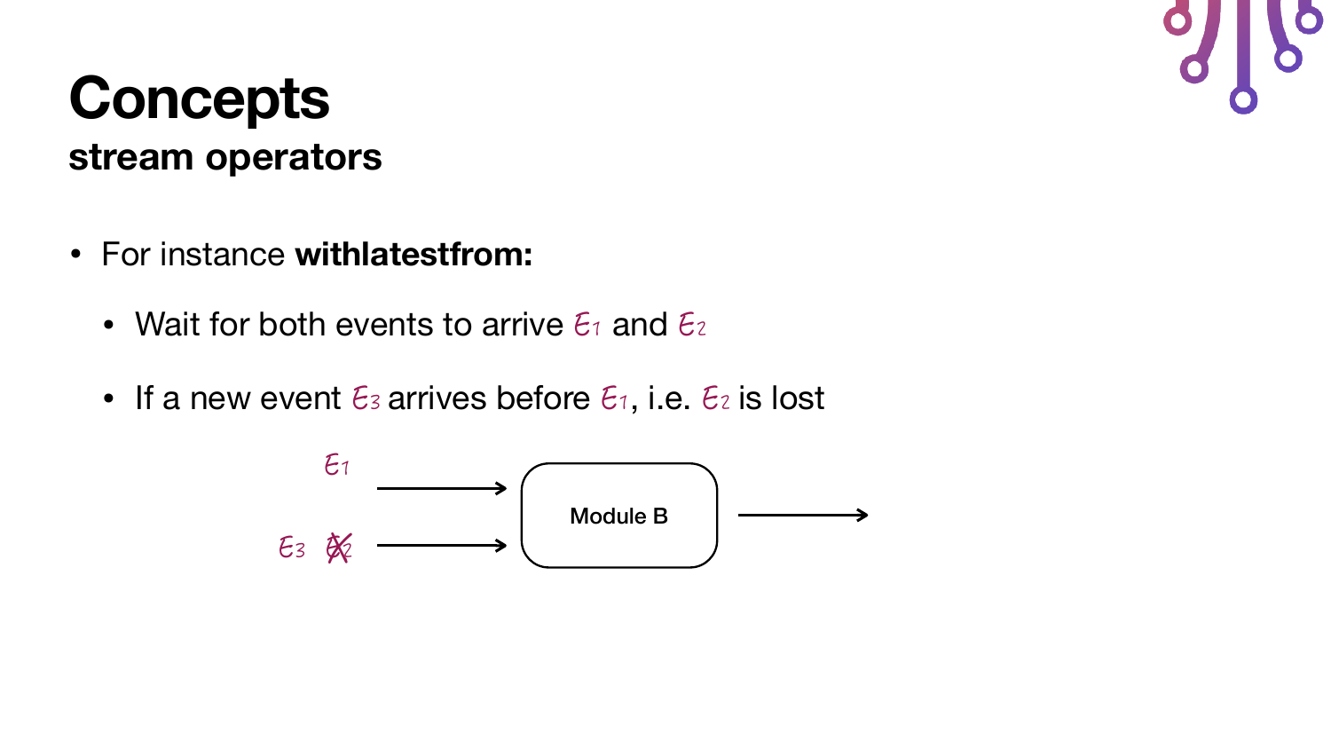# Concepts

## stream operators

- For instance **withlatestfrom:**
  - Wait for both events to arrive $E_1$ and $E_2$
  - If a new event $E_3$ arrives before $E_1$, i.e. $E_2$ is lost

$E_1$

$E_3$ ~~$E_2$~~

Module B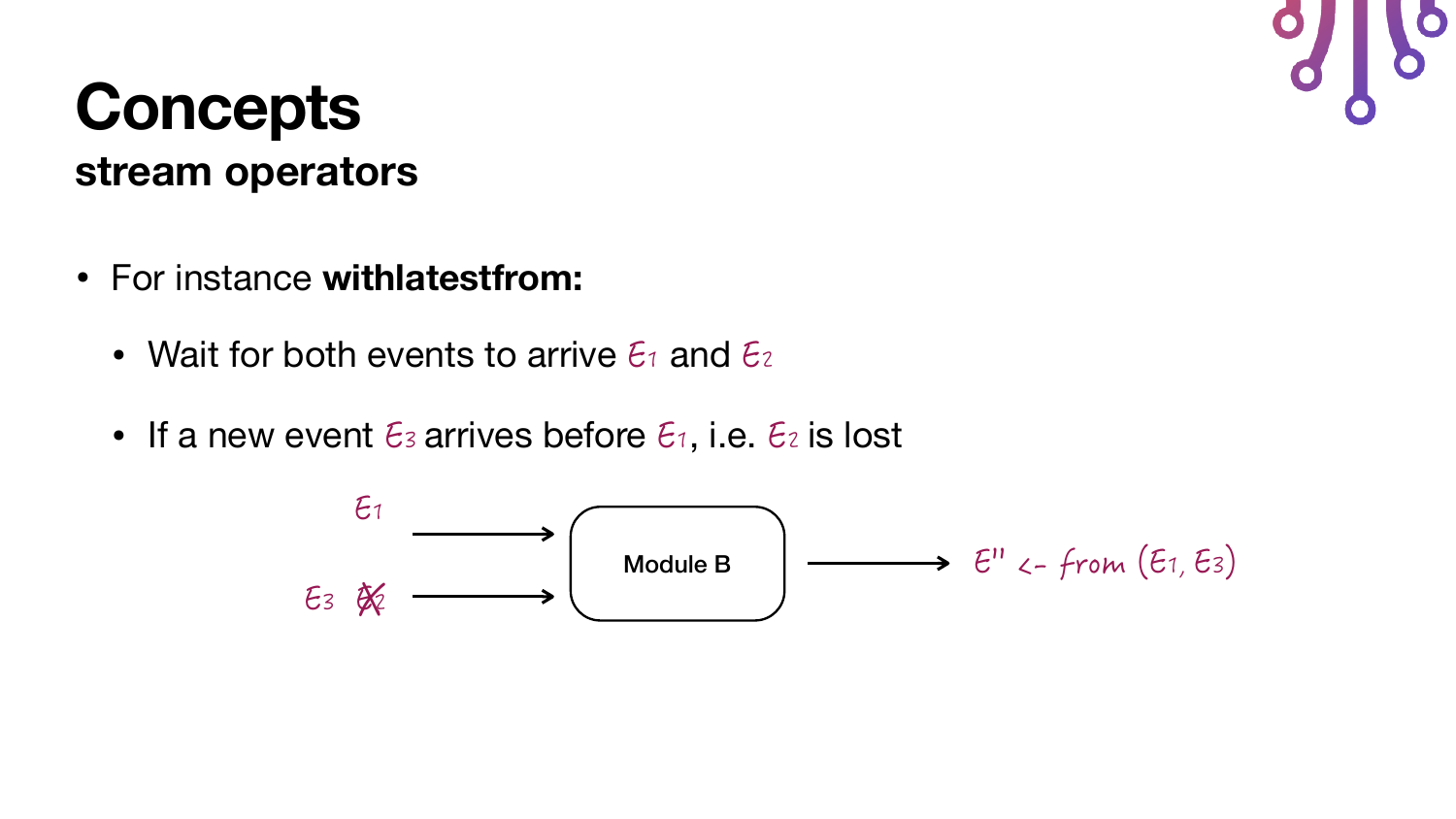# Concepts

## stream operators

- For instance **withlatestfrom:**
  - Wait for both events to arrive $E_1$ and $E_2$
  - If a new event $E_3$ arrives before $E_1$, i.e. $E_2$ is lost

$E_1$ →
$E_3$ ~~$E_2$~~ →

Module B

→ $E'' \leftarrow$ from $(E_1, E_3)$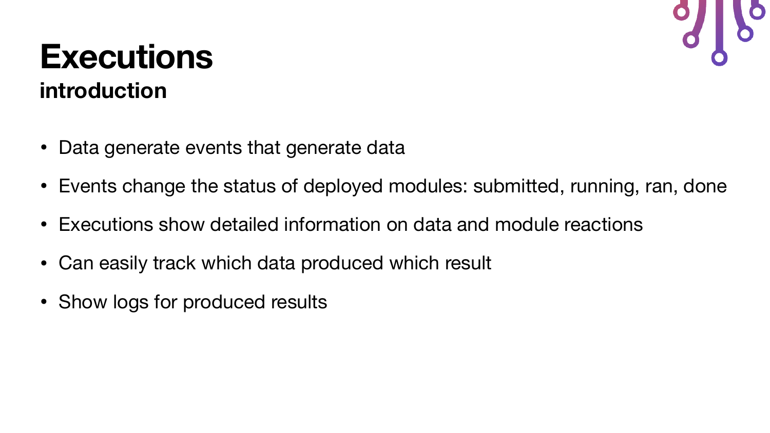# Executions

## introduction

- Data generate events that generate data
- Events change the status of deployed modules: submitted, running, ran, done
- Executions show detailed information on data and module reactions
- Can easily track which data produced which result
- Show logs for produced results